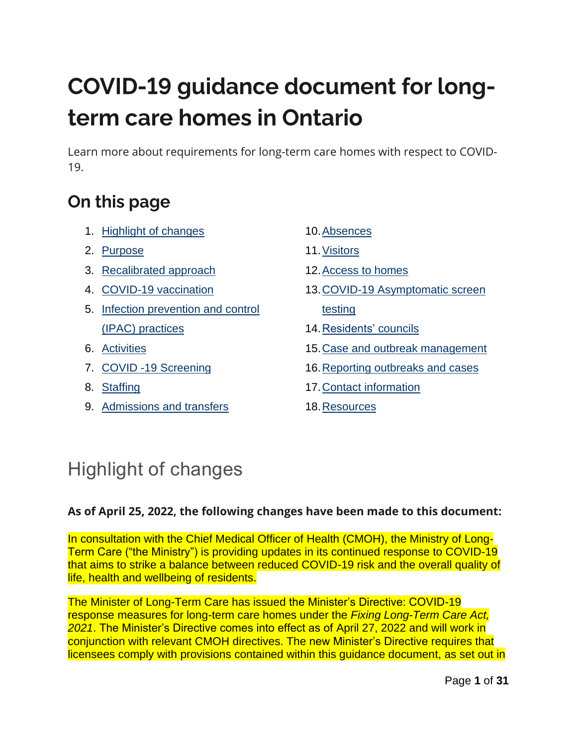# COVID-19 guidance document for long-term care homes in Ontario

Learn more about requirements for long-term care homes with respect to COVID-19.

## On this page

1. Highlight of changes
2. Purpose
3. Recalibrated approach
4. COVID-19 vaccination
5. Infection prevention and control (IPAC) practices
6. Activities
7. COVID -19 Screening
8. Staffing
9. Admissions and transfers
10. Absences
11. Visitors
12. Access to homes
13. COVID-19 Asymptomatic screen testing
14. Residents' councils
15. Case and outbreak management
16. Reporting outbreaks and cases
17. Contact information
18. Resources

## Highlight of changes

**As of April 25, 2022, the following changes have been made to this document:**

In consultation with the Chief Medical Officer of Health (CMOH), the Ministry of Long-Term Care ("the Ministry") is providing updates in its continued response to COVID-19 that aims to strike a balance between reduced COVID-19 risk and the overall quality of life, health and wellbeing of residents.

The Minister of Long-Term Care has issued the Minister's Directive: COVID-19 response measures for long-term care homes under the *Fixing Long-Term Care Act, 2021*. The Minister's Directive comes into effect as of April 27, 2022 and will work in conjunction with relevant CMOH directives. The new Minister's Directive requires that licensees comply with provisions contained within this guidance document, as set out in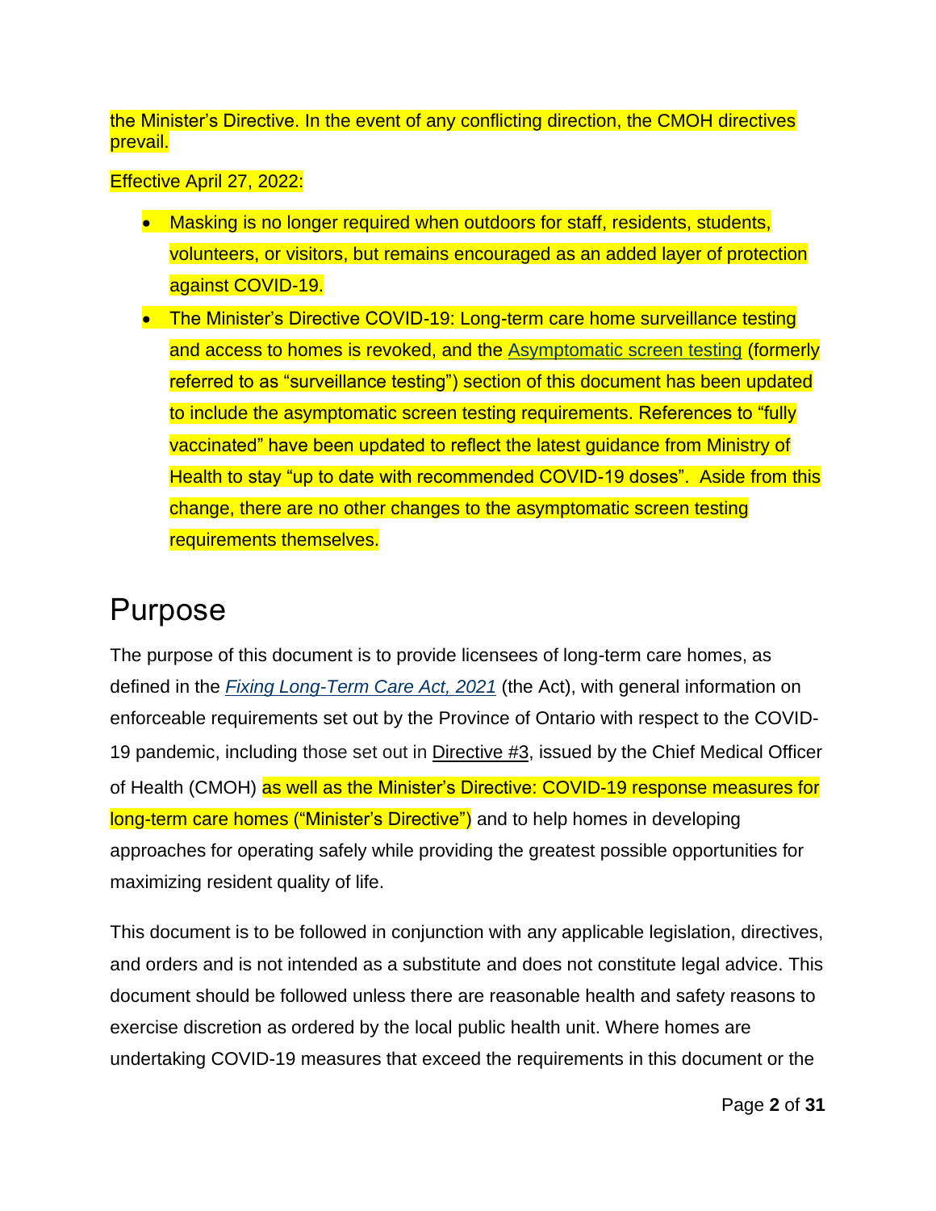the Minister's Directive. In the event of any conflicting direction, the CMOH directives prevail.

Effective April 27, 2022:

- Masking is no longer required when outdoors for staff, residents, students, volunteers, or visitors, but remains encouraged as an added layer of protection against COVID-19.
- The Minister's Directive COVID-19: Long-term care home surveillance testing and access to homes is revoked, and the Asymptomatic screen testing (formerly referred to as "surveillance testing") section of this document has been updated to include the asymptomatic screen testing requirements. References to "fully vaccinated" have been updated to reflect the latest guidance from Ministry of Health to stay "up to date with recommended COVID-19 doses". Aside from this change, there are no other changes to the asymptomatic screen testing requirements themselves.

# Purpose

The purpose of this document is to provide licensees of long-term care homes, as defined in the *Fixing Long-Term Care Act, 2021* (the Act), with general information on enforceable requirements set out by the Province of Ontario with respect to the COVID-19 pandemic, including those set out in Directive #3, issued by the Chief Medical Officer of Health (CMOH) as well as the Minister's Directive: COVID-19 response measures for long-term care homes ("Minister's Directive") and to help homes in developing approaches for operating safely while providing the greatest possible opportunities for maximizing resident quality of life.

This document is to be followed in conjunction with any applicable legislation, directives, and orders and is not intended as a substitute and does not constitute legal advice. This document should be followed unless there are reasonable health and safety reasons to exercise discretion as ordered by the local public health unit. Where homes are undertaking COVID-19 measures that exceed the requirements in this document or the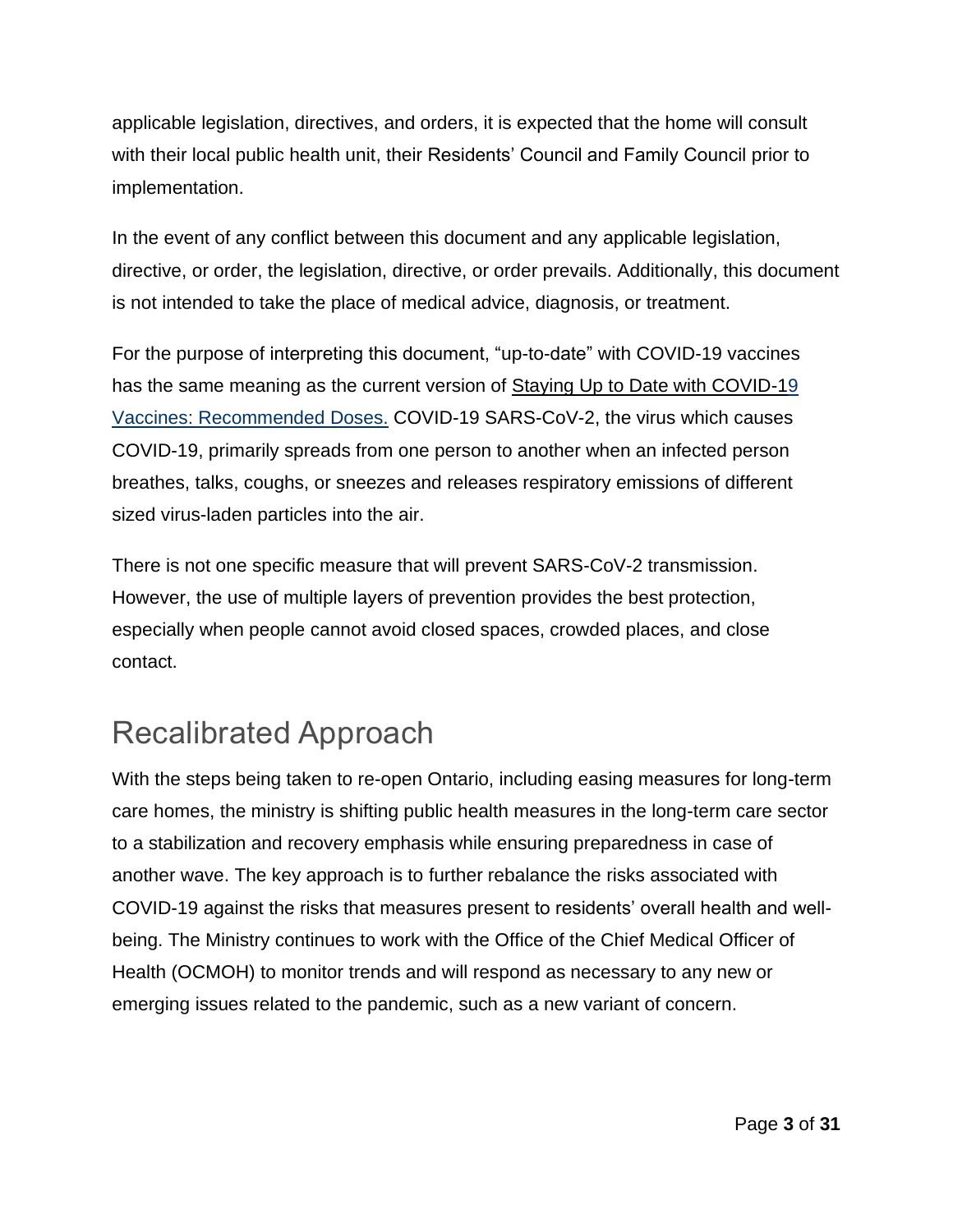applicable legislation, directives, and orders, it is expected that the home will consult with their local public health unit, their Residents' Council and Family Council prior to implementation.

In the event of any conflict between this document and any applicable legislation, directive, or order, the legislation, directive, or order prevails. Additionally, this document is not intended to take the place of medical advice, diagnosis, or treatment.

For the purpose of interpreting this document, "up-to-date" with COVID-19 vaccines has the same meaning as the current version of Staying Up to Date with COVID-19 Vaccines: Recommended Doses. COVID-19 SARS-CoV-2, the virus which causes COVID-19, primarily spreads from one person to another when an infected person breathes, talks, coughs, or sneezes and releases respiratory emissions of different sized virus-laden particles into the air.

There is not one specific measure that will prevent SARS-CoV-2 transmission. However, the use of multiple layers of prevention provides the best protection, especially when people cannot avoid closed spaces, crowded places, and close contact.

## Recalibrated Approach

With the steps being taken to re-open Ontario, including easing measures for long-term care homes, the ministry is shifting public health measures in the long-term care sector to a stabilization and recovery emphasis while ensuring preparedness in case of another wave. The key approach is to further rebalance the risks associated with COVID-19 against the risks that measures present to residents' overall health and well-being. The Ministry continues to work with the Office of the Chief Medical Officer of Health (OCMOH) to monitor trends and will respond as necessary to any new or emerging issues related to the pandemic, such as a new variant of concern.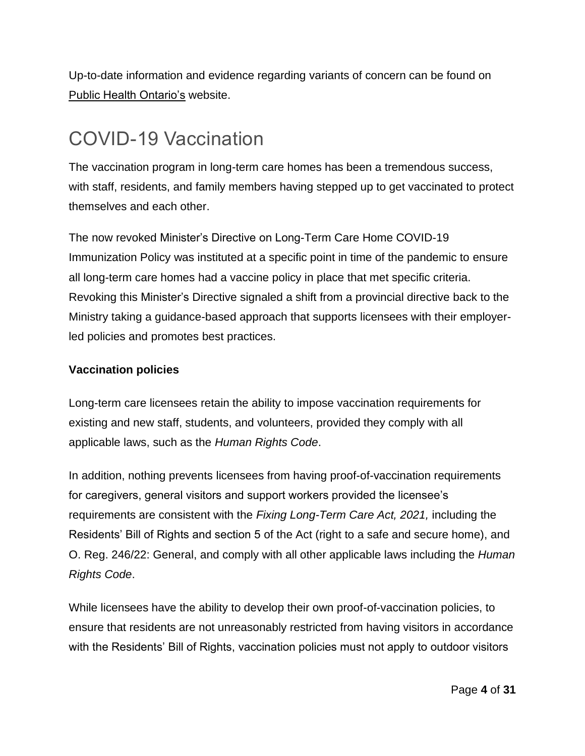Up-to-date information and evidence regarding variants of concern can be found on Public Health Ontario's website.

# COVID-19 Vaccination

The vaccination program in long-term care homes has been a tremendous success, with staff, residents, and family members having stepped up to get vaccinated to protect themselves and each other.

The now revoked Minister's Directive on Long-Term Care Home COVID-19 Immunization Policy was instituted at a specific point in time of the pandemic to ensure all long-term care homes had a vaccine policy in place that met specific criteria. Revoking this Minister's Directive signaled a shift from a provincial directive back to the Ministry taking a guidance-based approach that supports licensees with their employer-led policies and promotes best practices.

**Vaccination policies**

Long-term care licensees retain the ability to impose vaccination requirements for existing and new staff, students, and volunteers, provided they comply with all applicable laws, such as the *Human Rights Code*.

In addition, nothing prevents licensees from having proof-of-vaccination requirements for caregivers, general visitors and support workers provided the licensee's requirements are consistent with the *Fixing Long-Term Care Act, 2021,* including the Residents' Bill of Rights and section 5 of the Act (right to a safe and secure home), and O. Reg. 246/22: General, and comply with all other applicable laws including the *Human Rights Code*.

While licensees have the ability to develop their own proof-of-vaccination policies, to ensure that residents are not unreasonably restricted from having visitors in accordance with the Residents' Bill of Rights, vaccination policies must not apply to outdoor visitors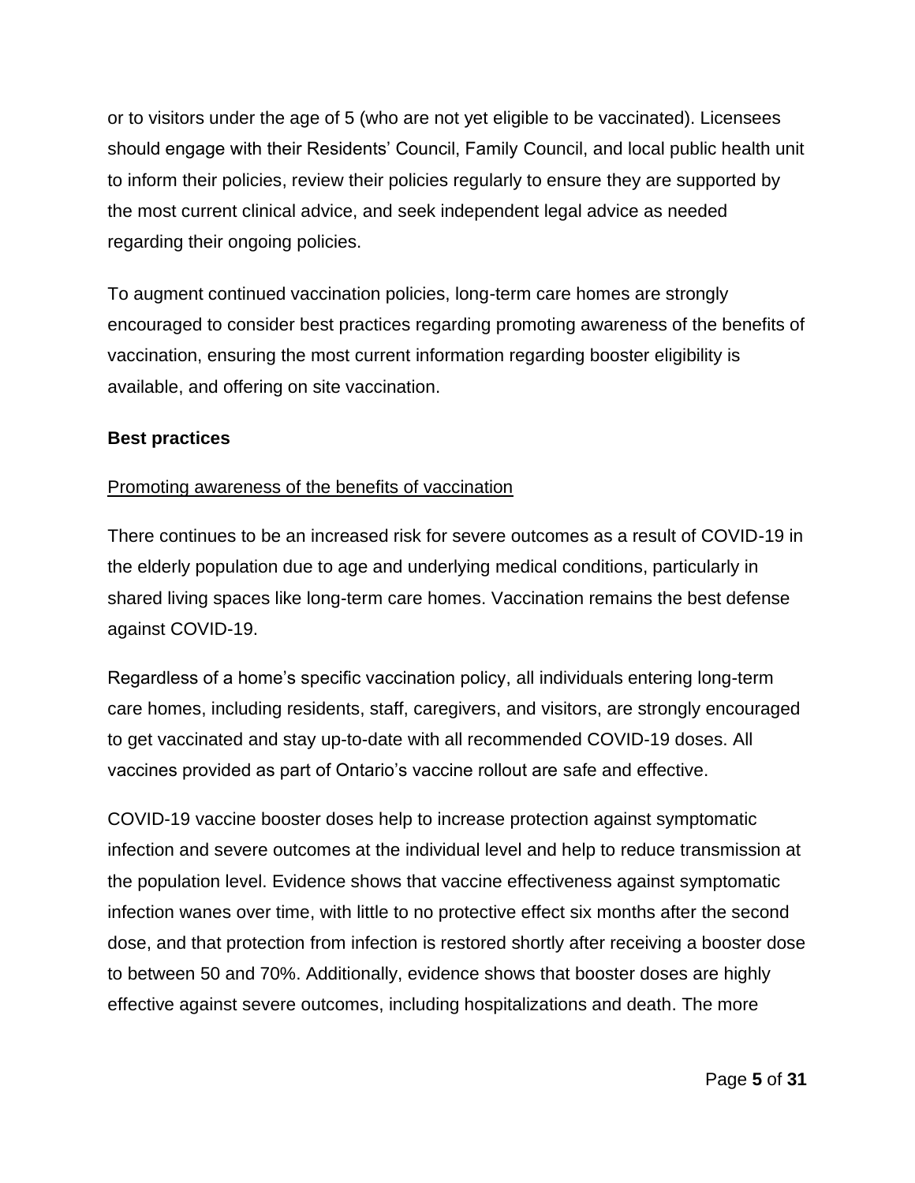or to visitors under the age of 5 (who are not yet eligible to be vaccinated). Licensees should engage with their Residents' Council, Family Council, and local public health unit to inform their policies, review their policies regularly to ensure they are supported by the most current clinical advice, and seek independent legal advice as needed regarding their ongoing policies.

To augment continued vaccination policies, long-term care homes are strongly encouraged to consider best practices regarding promoting awareness of the benefits of vaccination, ensuring the most current information regarding booster eligibility is available, and offering on site vaccination.

**Best practices**

Promoting awareness of the benefits of vaccination

There continues to be an increased risk for severe outcomes as a result of COVID-19 in the elderly population due to age and underlying medical conditions, particularly in shared living spaces like long-term care homes. Vaccination remains the best defense against COVID-19.

Regardless of a home's specific vaccination policy, all individuals entering long-term care homes, including residents, staff, caregivers, and visitors, are strongly encouraged to get vaccinated and stay up-to-date with all recommended COVID-19 doses. All vaccines provided as part of Ontario's vaccine rollout are safe and effective.

COVID-19 vaccine booster doses help to increase protection against symptomatic infection and severe outcomes at the individual level and help to reduce transmission at the population level. Evidence shows that vaccine effectiveness against symptomatic infection wanes over time, with little to no protective effect six months after the second dose, and that protection from infection is restored shortly after receiving a booster dose to between 50 and 70%. Additionally, evidence shows that booster doses are highly effective against severe outcomes, including hospitalizations and death. The more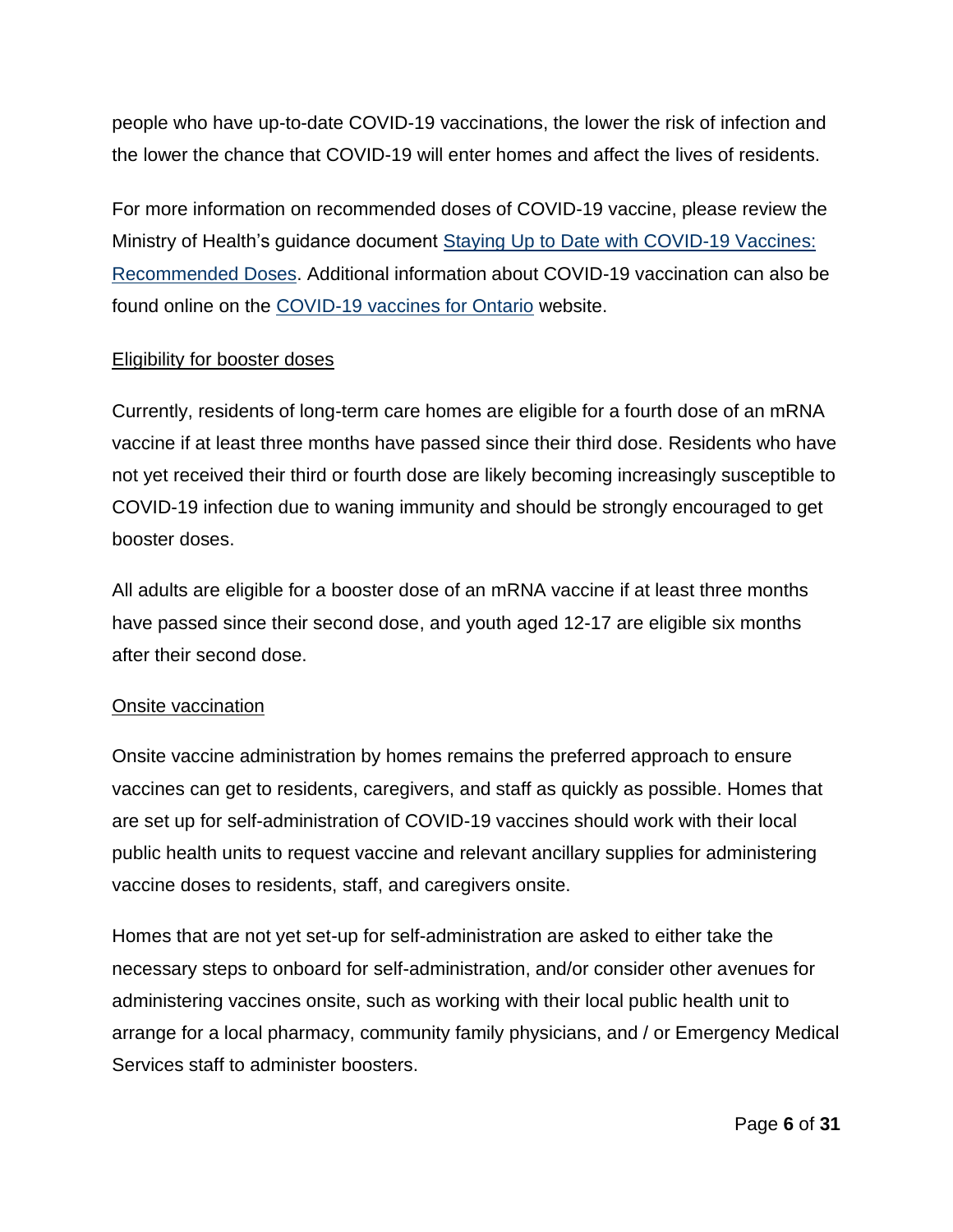people who have up-to-date COVID-19 vaccinations, the lower the risk of infection and the lower the chance that COVID-19 will enter homes and affect the lives of residents.

For more information on recommended doses of COVID-19 vaccine, please review the Ministry of Health's guidance document [Staying Up to Date with COVID-19 Vaccines: Recommended Doses](). Additional information about COVID-19 vaccination can also be found online on the [COVID-19 vaccines for Ontario]() website.

<u>Eligibility for booster doses</u>

Currently, residents of long-term care homes are eligible for a fourth dose of an mRNA vaccine if at least three months have passed since their third dose. Residents who have not yet received their third or fourth dose are likely becoming increasingly susceptible to COVID-19 infection due to waning immunity and should be strongly encouraged to get booster doses.

All adults are eligible for a booster dose of an mRNA vaccine if at least three months have passed since their second dose, and youth aged 12-17 are eligible six months after their second dose.

<u>Onsite vaccination</u>

Onsite vaccine administration by homes remains the preferred approach to ensure vaccines can get to residents, caregivers, and staff as quickly as possible. Homes that are set up for self-administration of COVID-19 vaccines should work with their local public health units to request vaccine and relevant ancillary supplies for administering vaccine doses to residents, staff, and caregivers onsite.

Homes that are not yet set-up for self-administration are asked to either take the necessary steps to onboard for self-administration, and/or consider other avenues for administering vaccines onsite, such as working with their local public health unit to arrange for a local pharmacy, community family physicians, and / or Emergency Medical Services staff to administer boosters.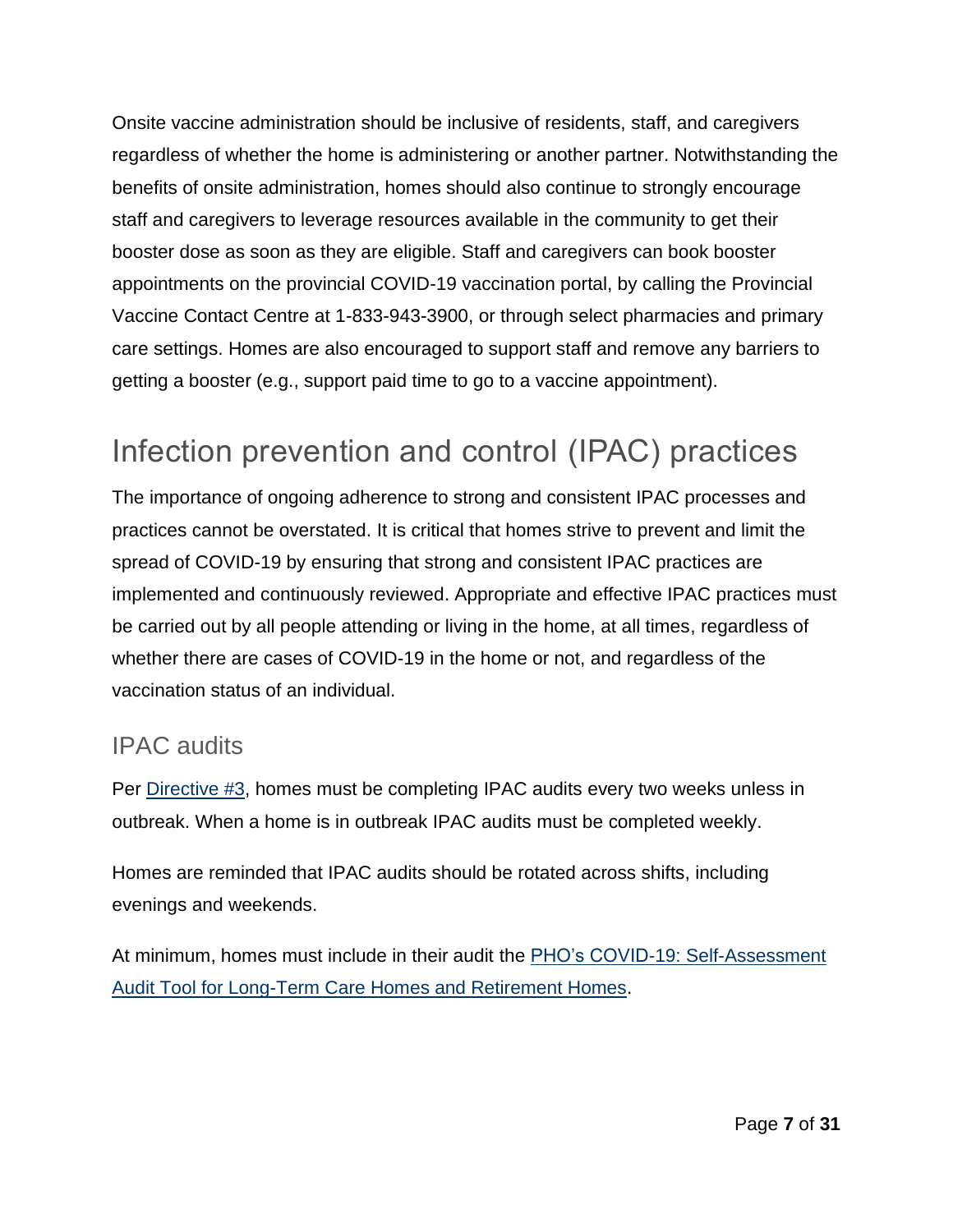Onsite vaccine administration should be inclusive of residents, staff, and caregivers regardless of whether the home is administering or another partner. Notwithstanding the benefits of onsite administration, homes should also continue to strongly encourage staff and caregivers to leverage resources available in the community to get their booster dose as soon as they are eligible. Staff and caregivers can book booster appointments on the provincial COVID-19 vaccination portal, by calling the Provincial Vaccine Contact Centre at 1-833-943-3900, or through select pharmacies and primary care settings. Homes are also encouraged to support staff and remove any barriers to getting a booster (e.g., support paid time to go to a vaccine appointment).

## Infection prevention and control (IPAC) practices

The importance of ongoing adherence to strong and consistent IPAC processes and practices cannot be overstated. It is critical that homes strive to prevent and limit the spread of COVID-19 by ensuring that strong and consistent IPAC practices are implemented and continuously reviewed. Appropriate and effective IPAC practices must be carried out by all people attending or living in the home, at all times, regardless of whether there are cases of COVID-19 in the home or not, and regardless of the vaccination status of an individual.

### IPAC audits

Per Directive #3, homes must be completing IPAC audits every two weeks unless in outbreak. When a home is in outbreak IPAC audits must be completed weekly.

Homes are reminded that IPAC audits should be rotated across shifts, including evenings and weekends.

At minimum, homes must include in their audit the PHO's COVID-19: Self-Assessment Audit Tool for Long-Term Care Homes and Retirement Homes.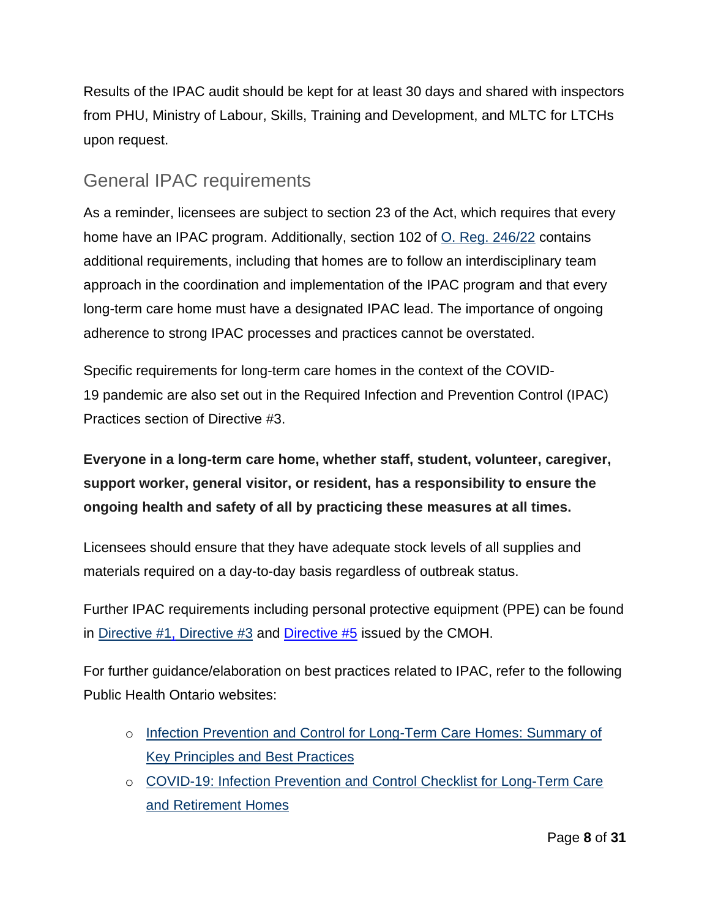Results of the IPAC audit should be kept for at least 30 days and shared with inspectors from PHU, Ministry of Labour, Skills, Training and Development, and MLTC for LTCHs upon request.

## General IPAC requirements

As a reminder, licensees are subject to section 23 of the Act, which requires that every home have an IPAC program. Additionally, section 102 of O. Reg. 246/22 contains additional requirements, including that homes are to follow an interdisciplinary team approach in the coordination and implementation of the IPAC program and that every long-term care home must have a designated IPAC lead. The importance of ongoing adherence to strong IPAC processes and practices cannot be overstated.

Specific requirements for long-term care homes in the context of the COVID-19 pandemic are also set out in the Required Infection and Prevention Control (IPAC) Practices section of Directive #3.

**Everyone in a long-term care home, whether staff, student, volunteer, caregiver, support worker, general visitor, or resident, has a responsibility to ensure the ongoing health and safety of all by practicing these measures at all times.**

Licensees should ensure that they have adequate stock levels of all supplies and materials required on a day-to-day basis regardless of outbreak status.

Further IPAC requirements including personal protective equipment (PPE) can be found in Directive #1, Directive #3 and Directive #5 issued by the CMOH.

For further guidance/elaboration on best practices related to IPAC, refer to the following Public Health Ontario websites:

- Infection Prevention and Control for Long-Term Care Homes: Summary of Key Principles and Best Practices
- COVID-19: Infection Prevention and Control Checklist for Long-Term Care and Retirement Homes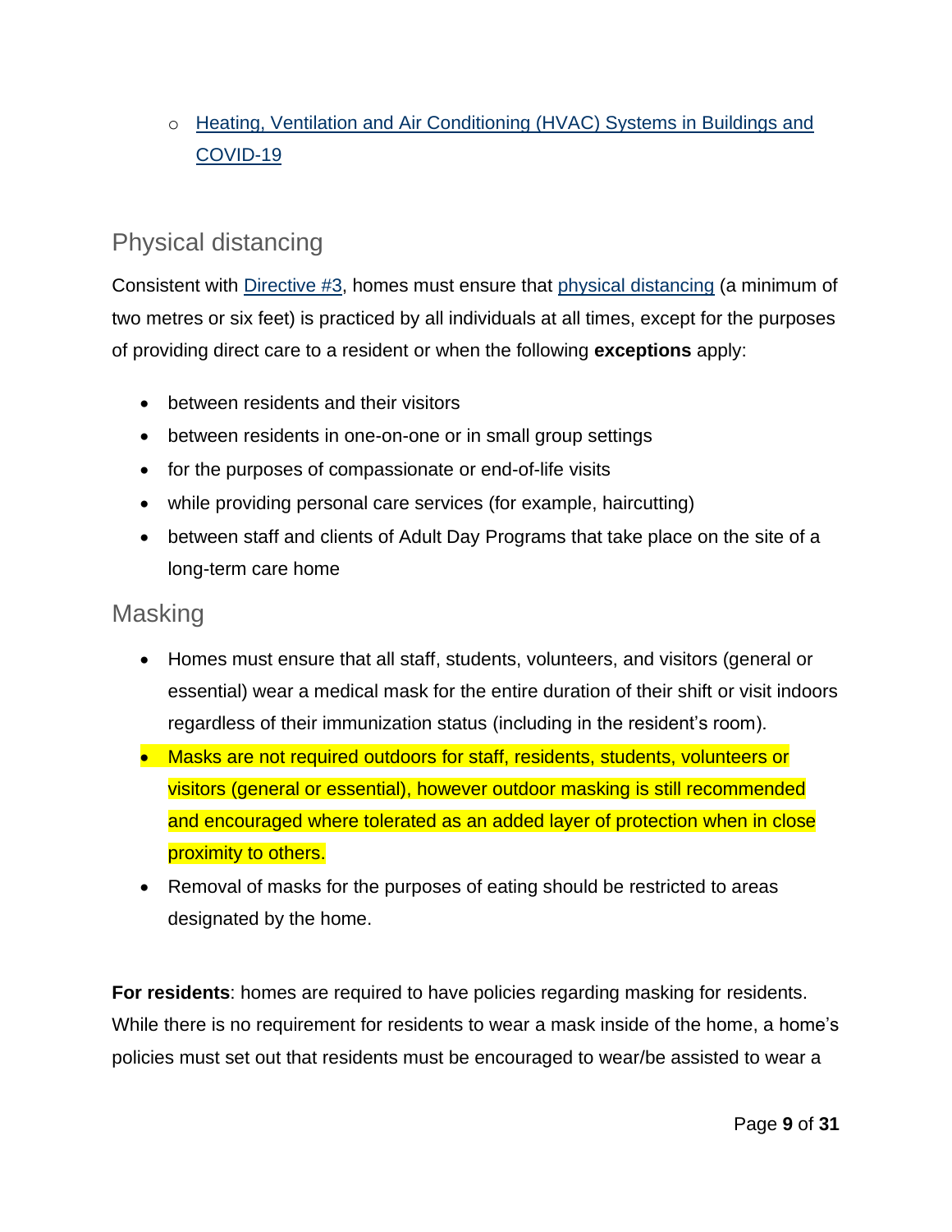- Heating, Ventilation and Air Conditioning (HVAC) Systems in Buildings and COVID-19

## Physical distancing

Consistent with Directive #3, homes must ensure that physical distancing (a minimum of two metres or six feet) is practiced by all individuals at all times, except for the purposes of providing direct care to a resident or when the following **exceptions** apply:

- between residents and their visitors
- between residents in one-on-one or in small group settings
- for the purposes of compassionate or end-of-life visits
- while providing personal care services (for example, haircutting)
- between staff and clients of Adult Day Programs that take place on the site of a long-term care home

## Masking

- Homes must ensure that all staff, students, volunteers, and visitors (general or essential) wear a medical mask for the entire duration of their shift or visit indoors regardless of their immunization status (including in the resident's room).
- Masks are not required outdoors for staff, residents, students, volunteers or visitors (general or essential), however outdoor masking is still recommended and encouraged where tolerated as an added layer of protection when in close proximity to others.
- Removal of masks for the purposes of eating should be restricted to areas designated by the home.

**For residents**: homes are required to have policies regarding masking for residents. While there is no requirement for residents to wear a mask inside of the home, a home's policies must set out that residents must be encouraged to wear/be assisted to wear a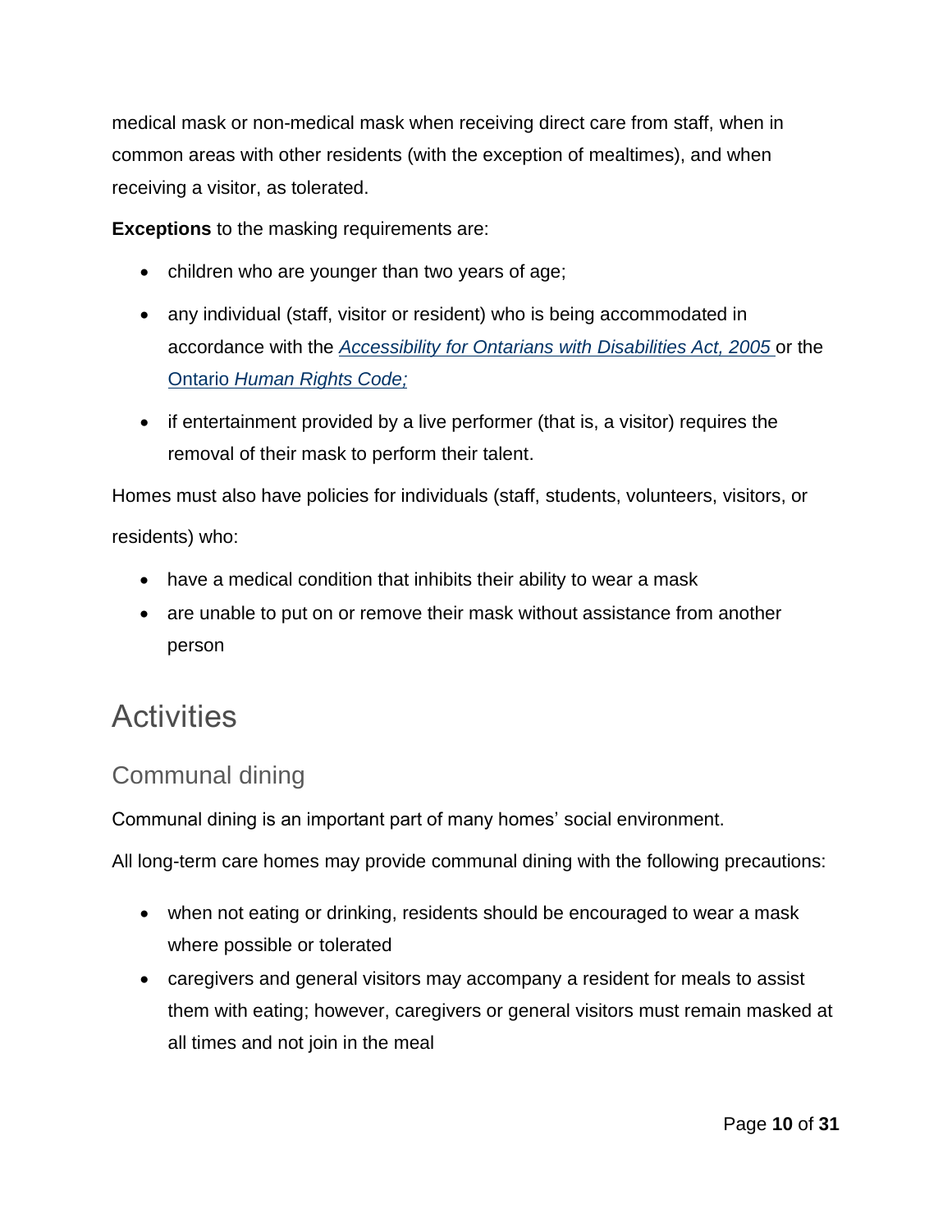medical mask or non-medical mask when receiving direct care from staff, when in common areas with other residents (with the exception of mealtimes), and when receiving a visitor, as tolerated.

**Exceptions** to the masking requirements are:

- children who are younger than two years of age;
- any individual (staff, visitor or resident) who is being accommodated in accordance with the *Accessibility for Ontarians with Disabilities Act, 2005* or the Ontario *Human Rights Code;*
- if entertainment provided by a live performer (that is, a visitor) requires the removal of their mask to perform their talent.

Homes must also have policies for individuals (staff, students, volunteers, visitors, or residents) who:

- have a medical condition that inhibits their ability to wear a mask
- are unable to put on or remove their mask without assistance from another person

# Activities

## Communal dining

Communal dining is an important part of many homes' social environment.

All long-term care homes may provide communal dining with the following precautions:

- when not eating or drinking, residents should be encouraged to wear a mask where possible or tolerated
- caregivers and general visitors may accompany a resident for meals to assist them with eating; however, caregivers or general visitors must remain masked at all times and not join in the meal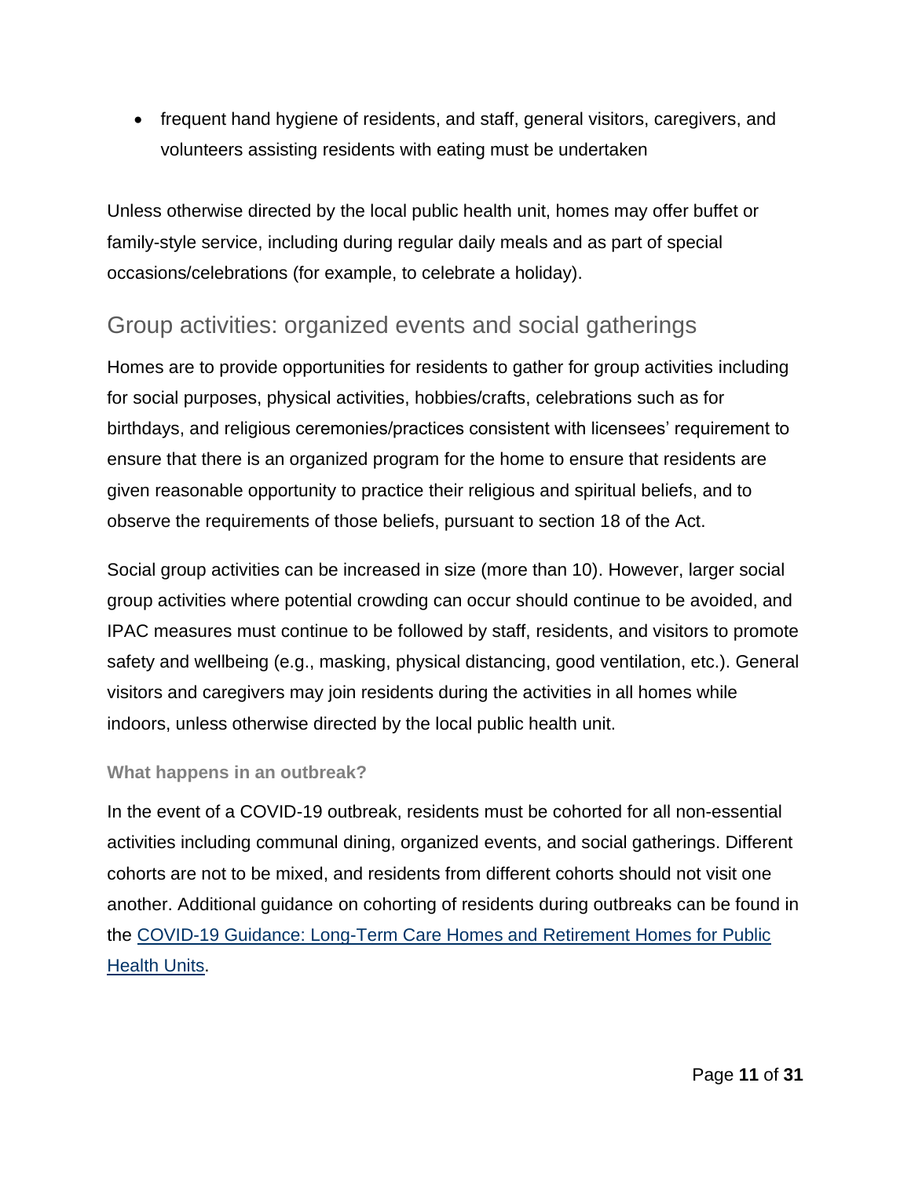- frequent hand hygiene of residents, and staff, general visitors, caregivers, and volunteers assisting residents with eating must be undertaken

Unless otherwise directed by the local public health unit, homes may offer buffet or family-style service, including during regular daily meals and as part of special occasions/celebrations (for example, to celebrate a holiday).

## Group activities: organized events and social gatherings

Homes are to provide opportunities for residents to gather for group activities including for social purposes, physical activities, hobbies/crafts, celebrations such as for birthdays, and religious ceremonies/practices consistent with licensees' requirement to ensure that there is an organized program for the home to ensure that residents are given reasonable opportunity to practice their religious and spiritual beliefs, and to observe the requirements of those beliefs, pursuant to section 18 of the Act.

Social group activities can be increased in size (more than 10). However, larger social group activities where potential crowding can occur should continue to be avoided, and IPAC measures must continue to be followed by staff, residents, and visitors to promote safety and wellbeing (e.g., masking, physical distancing, good ventilation, etc.). General visitors and caregivers may join residents during the activities in all homes while indoors, unless otherwise directed by the local public health unit.

### What happens in an outbreak?

In the event of a COVID-19 outbreak, residents must be cohorted for all non-essential activities including communal dining, organized events, and social gatherings. Different cohorts are not to be mixed, and residents from different cohorts should not visit one another. Additional guidance on cohorting of residents during outbreaks can be found in the COVID-19 Guidance: Long-Term Care Homes and Retirement Homes for Public Health Units.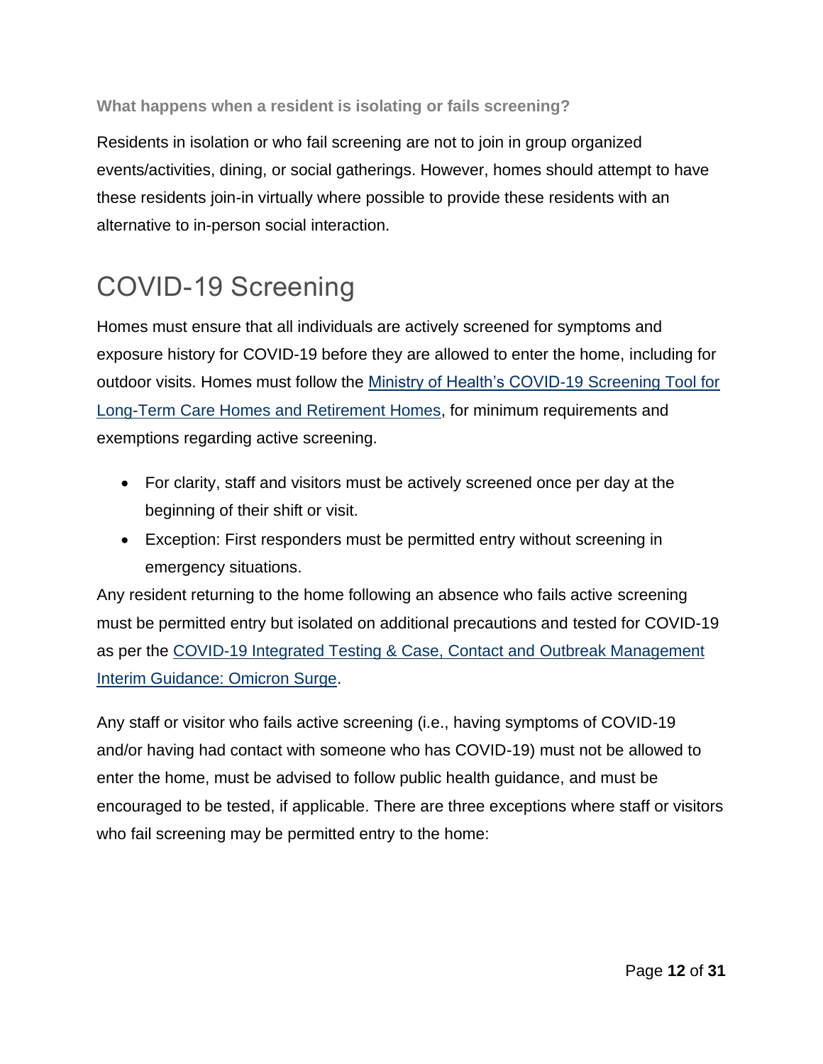### What happens when a resident is isolating or fails screening?

Residents in isolation or who fail screening are not to join in group organized events/activities, dining, or social gatherings. However, homes should attempt to have these residents join-in virtually where possible to provide these residents with an alternative to in-person social interaction.

## COVID-19 Screening

Homes must ensure that all individuals are actively screened for symptoms and exposure history for COVID-19 before they are allowed to enter the home, including for outdoor visits. Homes must follow the [Ministry of Health's COVID-19 Screening Tool for Long-Term Care Homes and Retirement Homes](), for minimum requirements and exemptions regarding active screening.

- For clarity, staff and visitors must be actively screened once per day at the beginning of their shift or visit.
- Exception: First responders must be permitted entry without screening in emergency situations.

Any resident returning to the home following an absence who fails active screening must be permitted entry but isolated on additional precautions and tested for COVID-19 as per the [COVID-19 Integrated Testing & Case, Contact and Outbreak Management Interim Guidance: Omicron Surge]().

Any staff or visitor who fails active screening (i.e., having symptoms of COVID-19 and/or having had contact with someone who has COVID-19) must not be allowed to enter the home, must be advised to follow public health guidance, and must be encouraged to be tested, if applicable. There are three exceptions where staff or visitors who fail screening may be permitted entry to the home: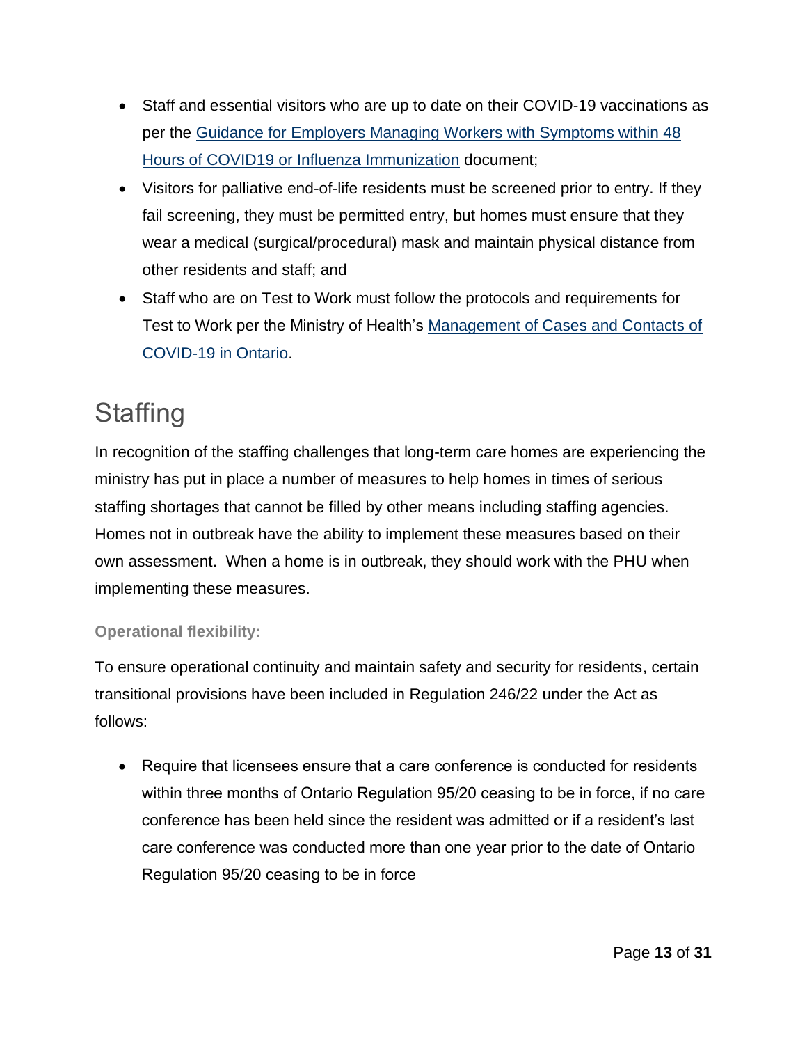- Staff and essential visitors who are up to date on their COVID-19 vaccinations as per the [Guidance for Employers Managing Workers with Symptoms within 48 Hours of COVID19 or Influenza Immunization]() document;
- Visitors for palliative end-of-life residents must be screened prior to entry. If they fail screening, they must be permitted entry, but homes must ensure that they wear a medical (surgical/procedural) mask and maintain physical distance from other residents and staff; and
- Staff who are on Test to Work must follow the protocols and requirements for Test to Work per the Ministry of Health's [Management of Cases and Contacts of COVID-19 in Ontario]().

## Staffing

In recognition of the staffing challenges that long-term care homes are experiencing the ministry has put in place a number of measures to help homes in times of serious staffing shortages that cannot be filled by other means including staffing agencies. Homes not in outbreak have the ability to implement these measures based on their own assessment. When a home is in outbreak, they should work with the PHU when implementing these measures.

#### Operational flexibility:

To ensure operational continuity and maintain safety and security for residents, certain transitional provisions have been included in Regulation 246/22 under the Act as follows:

- Require that licensees ensure that a care conference is conducted for residents within three months of Ontario Regulation 95/20 ceasing to be in force, if no care conference has been held since the resident was admitted or if a resident's last care conference was conducted more than one year prior to the date of Ontario Regulation 95/20 ceasing to be in force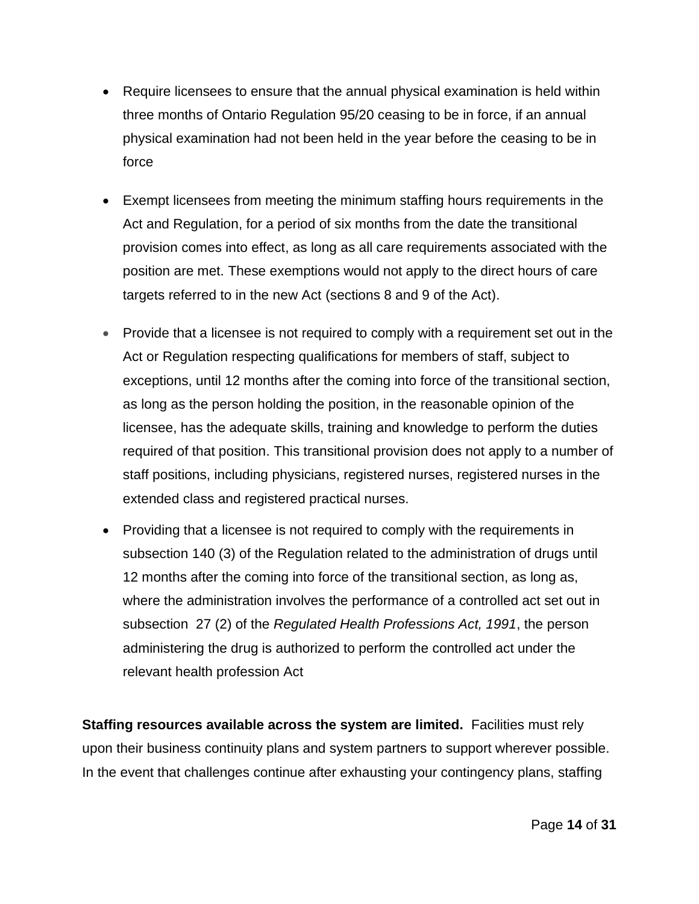- Require licensees to ensure that the annual physical examination is held within three months of Ontario Regulation 95/20 ceasing to be in force, if an annual physical examination had not been held in the year before the ceasing to be in force

- Exempt licensees from meeting the minimum staffing hours requirements in the Act and Regulation, for a period of six months from the date the transitional provision comes into effect, as long as all care requirements associated with the position are met. These exemptions would not apply to the direct hours of care targets referred to in the new Act (sections 8 and 9 of the Act).

- Provide that a licensee is not required to comply with a requirement set out in the Act or Regulation respecting qualifications for members of staff, subject to exceptions, until 12 months after the coming into force of the transitional section, as long as the person holding the position, in the reasonable opinion of the licensee, has the adequate skills, training and knowledge to perform the duties required of that position. This transitional provision does not apply to a number of staff positions, including physicians, registered nurses, registered nurses in the extended class and registered practical nurses.

- Providing that a licensee is not required to comply with the requirements in subsection 140 (3) of the Regulation related to the administration of drugs until 12 months after the coming into force of the transitional section, as long as, where the administration involves the performance of a controlled act set out in subsection 27 (2) of the *Regulated Health Professions Act, 1991*, the person administering the drug is authorized to perform the controlled act under the relevant health profession Act

**Staffing resources available across the system are limited.** Facilities must rely upon their business continuity plans and system partners to support wherever possible. In the event that challenges continue after exhausting your contingency plans, staffing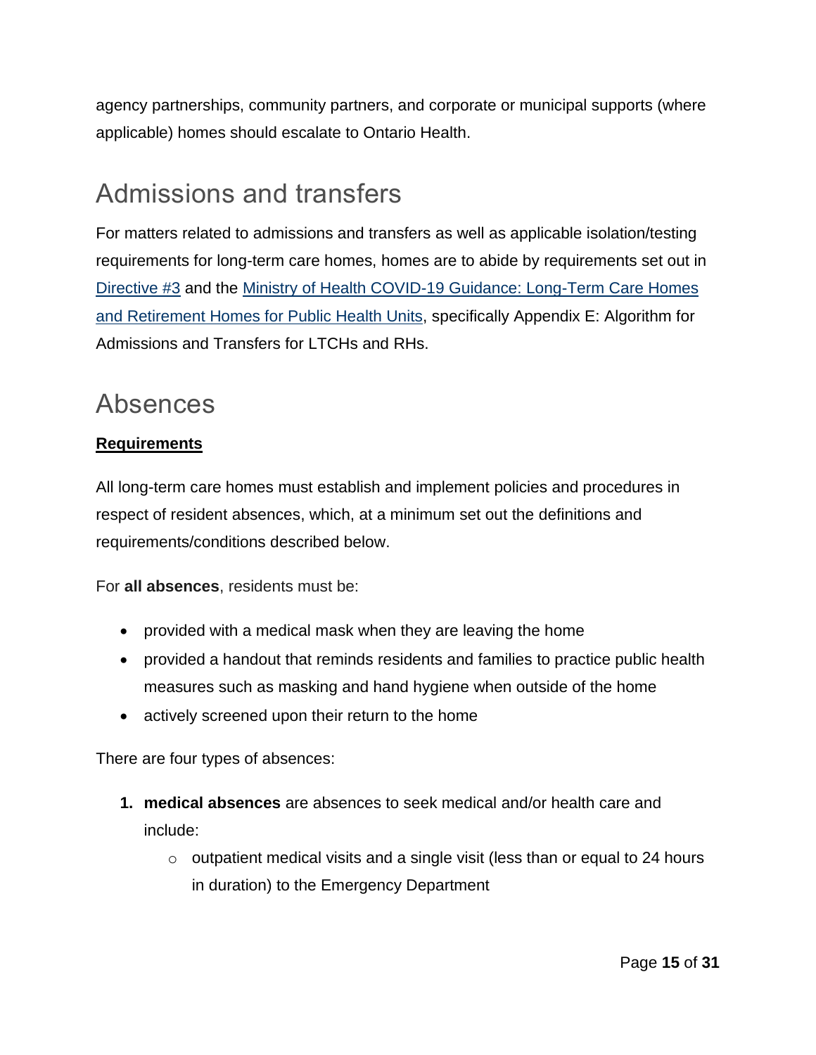agency partnerships, community partners, and corporate or municipal supports (where applicable) homes should escalate to Ontario Health.

## Admissions and transfers

For matters related to admissions and transfers as well as applicable isolation/testing requirements for long-term care homes, homes are to abide by requirements set out in Directive #3 and the Ministry of Health COVID-19 Guidance: Long-Term Care Homes and Retirement Homes for Public Health Units, specifically Appendix E: Algorithm for Admissions and Transfers for LTCHs and RHs.

## Absences

**Requirements**

All long-term care homes must establish and implement policies and procedures in respect of resident absences, which, at a minimum set out the definitions and requirements/conditions described below.

For **all absences**, residents must be:

- provided with a medical mask when they are leaving the home
- provided a handout that reminds residents and families to practice public health measures such as masking and hand hygiene when outside of the home
- actively screened upon their return to the home

There are four types of absences:

1. **medical absences** are absences to seek medical and/or health care and include:
    - outpatient medical visits and a single visit (less than or equal to 24 hours in duration) to the Emergency Department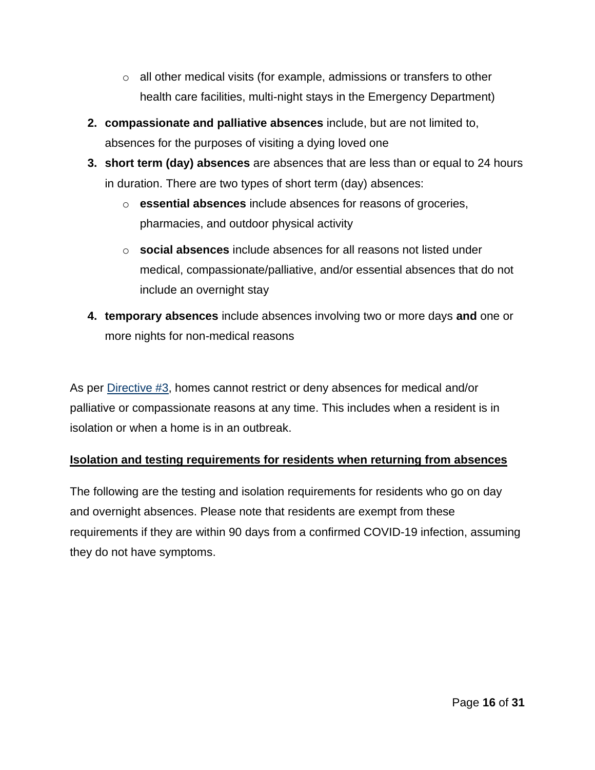- all other medical visits (for example, admissions or transfers to other health care facilities, multi-night stays in the Emergency Department)

2. **compassionate and palliative absences** include, but are not limited to, absences for the purposes of visiting a dying loved one
3. **short term (day) absences** are absences that are less than or equal to 24 hours in duration. There are two types of short term (day) absences:
   - **essential absences** include absences for reasons of groceries, pharmacies, and outdoor physical activity
   - **social absences** include absences for all reasons not listed under medical, compassionate/palliative, and/or essential absences that do not include an overnight stay
4. **temporary absences** include absences involving two or more days **and** one or more nights for non-medical reasons

As per [Directive #3](), homes cannot restrict or deny absences for medical and/or palliative or compassionate reasons at any time. This includes when a resident is in isolation or when a home is in an outbreak.

**Isolation and testing requirements for residents when returning from absences**

The following are the testing and isolation requirements for residents who go on day and overnight absences. Please note that residents are exempt from these requirements if they are within 90 days from a confirmed COVID-19 infection, assuming they do not have symptoms.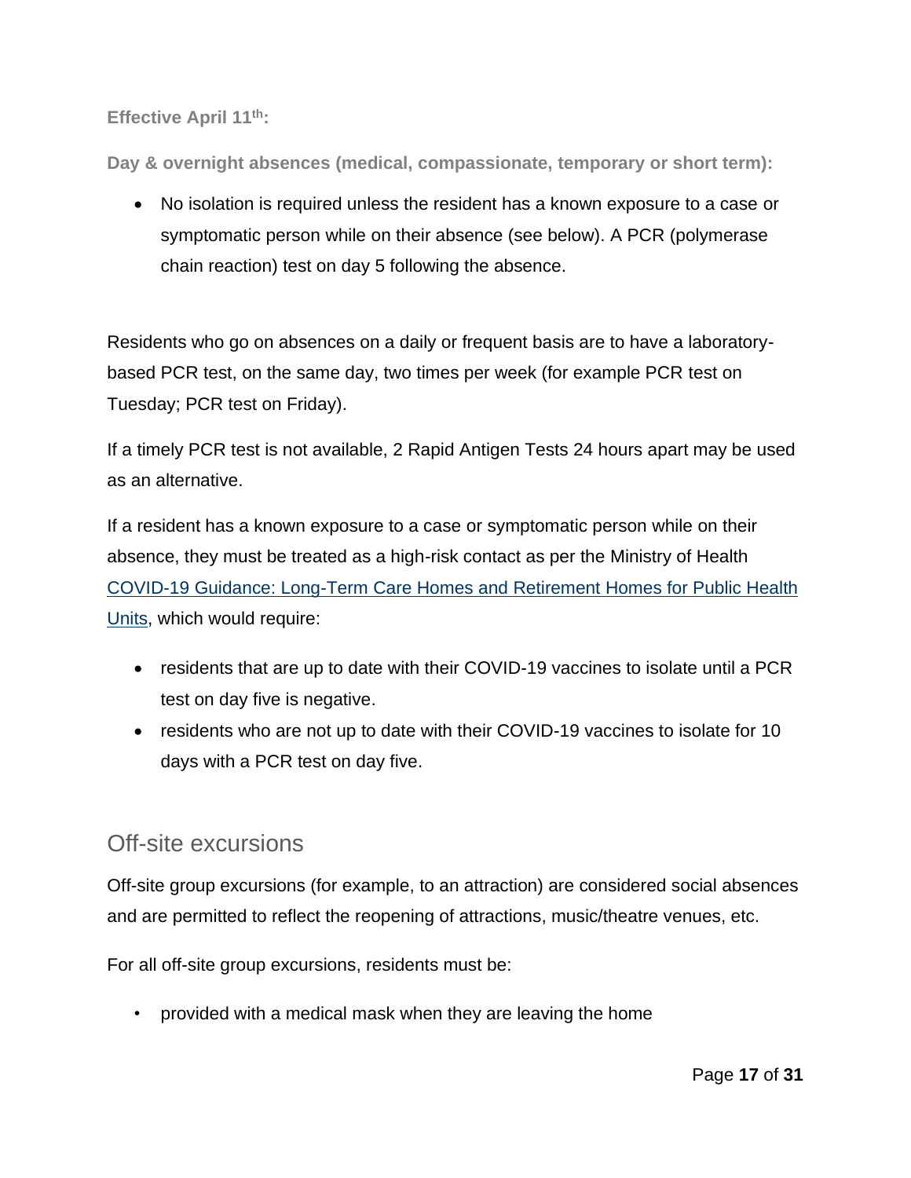**Effective April 11th:**

**Day & overnight absences (medical, compassionate, temporary or short term):**

- No isolation is required unless the resident has a known exposure to a case or symptomatic person while on their absence (see below). A PCR (polymerase chain reaction) test on day 5 following the absence.

Residents who go on absences on a daily or frequent basis are to have a laboratory-based PCR test, on the same day, two times per week (for example PCR test on Tuesday; PCR test on Friday).

If a timely PCR test is not available, 2 Rapid Antigen Tests 24 hours apart may be used as an alternative.

If a resident has a known exposure to a case or symptomatic person while on their absence, they must be treated as a high-risk contact as per the Ministry of Health COVID-19 Guidance: Long-Term Care Homes and Retirement Homes for Public Health Units, which would require:

- residents that are up to date with their COVID-19 vaccines to isolate until a PCR test on day five is negative.
- residents who are not up to date with their COVID-19 vaccines to isolate for 10 days with a PCR test on day five.

## Off-site excursions

Off-site group excursions (for example, to an attraction) are considered social absences and are permitted to reflect the reopening of attractions, music/theatre venues, etc.

For all off-site group excursions, residents must be:

- provided with a medical mask when they are leaving the home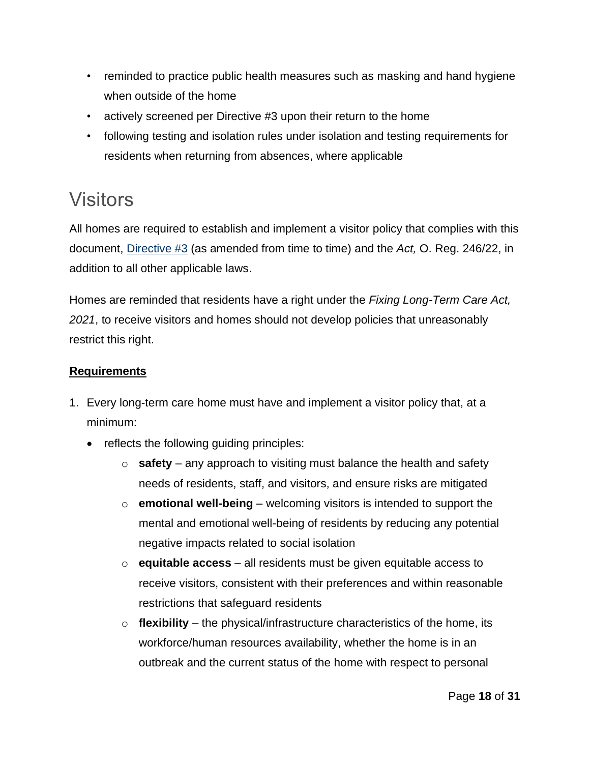- reminded to practice public health measures such as masking and hand hygiene when outside of the home
- actively screened per Directive #3 upon their return to the home
- following testing and isolation rules under isolation and testing requirements for residents when returning from absences, where applicable

## Visitors

All homes are required to establish and implement a visitor policy that complies with this document, [Directive #3](#) (as amended from time to time) and the *Act,* O. Reg. 246/22, in addition to all other applicable laws.

Homes are reminded that residents have a right under the *Fixing Long-Term Care Act, 2021*, to receive visitors and homes should not develop policies that unreasonably restrict this right.

**Requirements**

1. Every long-term care home must have and implement a visitor policy that, at a minimum:
   - reflects the following guiding principles:
     - **safety** – any approach to visiting must balance the health and safety needs of residents, staff, and visitors, and ensure risks are mitigated
     - **emotional well-being** – welcoming visitors is intended to support the mental and emotional well-being of residents by reducing any potential negative impacts related to social isolation
     - **equitable access** – all residents must be given equitable access to receive visitors, consistent with their preferences and within reasonable restrictions that safeguard residents
     - **flexibility** – the physical/infrastructure characteristics of the home, its workforce/human resources availability, whether the home is in an outbreak and the current status of the home with respect to personal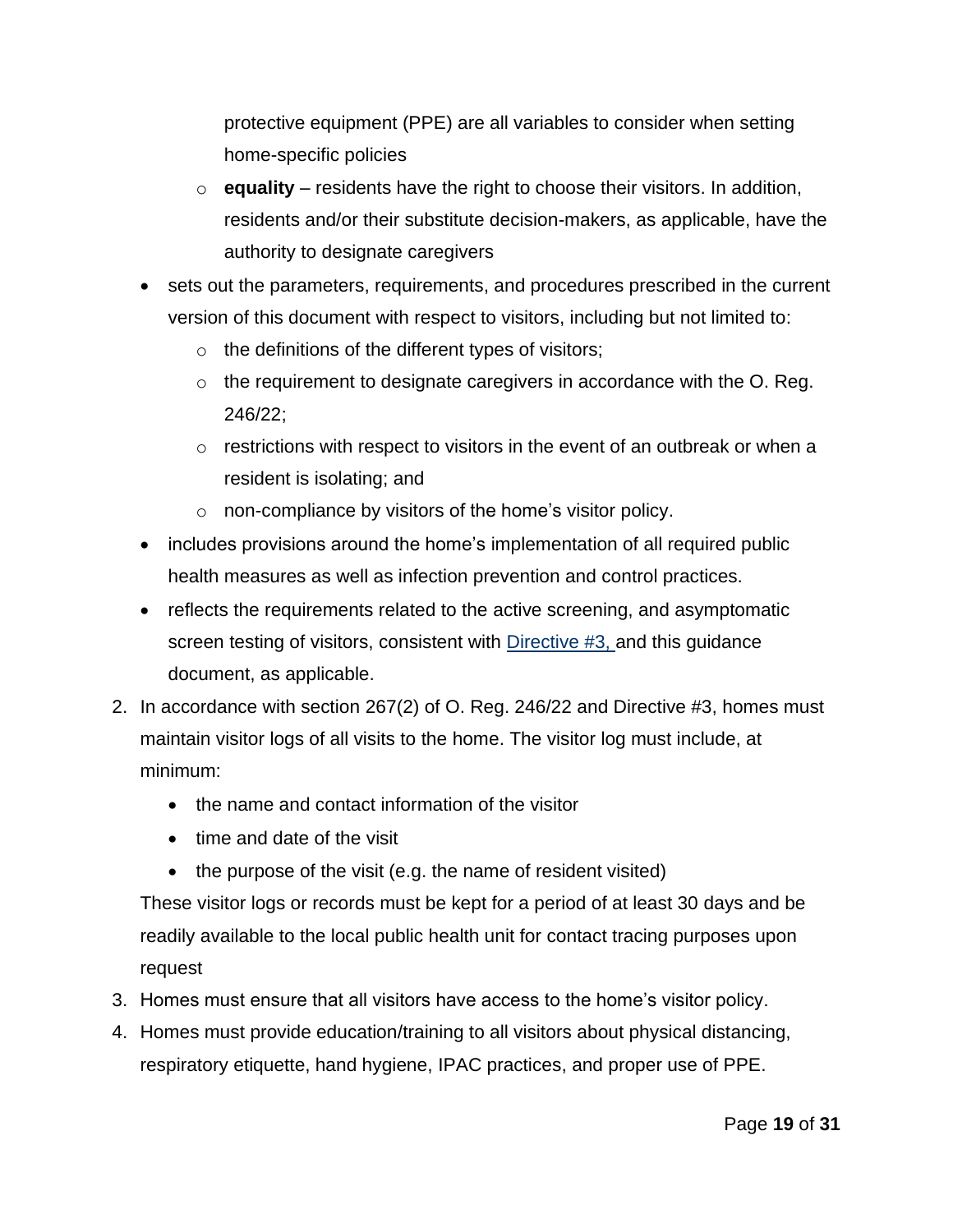protective equipment (PPE) are all variables to consider when setting home-specific policies
  - **equality** – residents have the right to choose their visitors. In addition, residents and/or their substitute decision-makers, as applicable, have the authority to designate caregivers
- sets out the parameters, requirements, and procedures prescribed in the current version of this document with respect to visitors, including but not limited to:
  - the definitions of the different types of visitors;
  - the requirement to designate caregivers in accordance with the O. Reg. 246/22;
  - restrictions with respect to visitors in the event of an outbreak or when a resident is isolating; and
  - non-compliance by visitors of the home's visitor policy.
- includes provisions around the home's implementation of all required public health measures as well as infection prevention and control practices.
- reflects the requirements related to the active screening, and asymptomatic screen testing of visitors, consistent with Directive #3, and this guidance document, as applicable.

2. In accordance with section 267(2) of O. Reg. 246/22 and Directive #3, homes must maintain visitor logs of all visits to the home. The visitor log must include, at minimum:
   - the name and contact information of the visitor
   - time and date of the visit
   - the purpose of the visit (e.g. the name of resident visited)

   These visitor logs or records must be kept for a period of at least 30 days and be readily available to the local public health unit for contact tracing purposes upon request
3. Homes must ensure that all visitors have access to the home's visitor policy.
4. Homes must provide education/training to all visitors about physical distancing, respiratory etiquette, hand hygiene, IPAC practices, and proper use of PPE.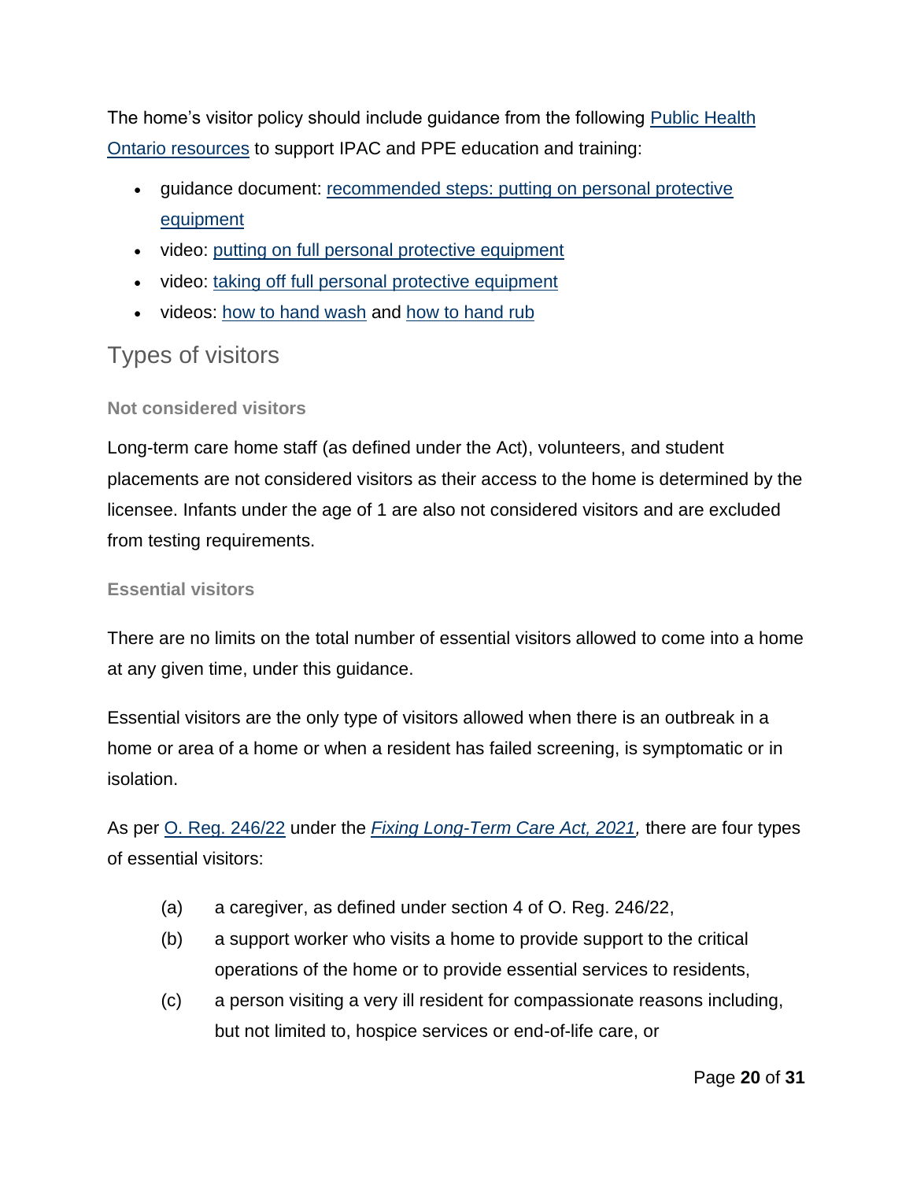The home's visitor policy should include guidance from the following Public Health Ontario resources to support IPAC and PPE education and training:

- guidance document: recommended steps: putting on personal protective equipment
- video: putting on full personal protective equipment
- video: taking off full personal protective equipment
- videos: how to hand wash and how to hand rub

## Types of visitors

### Not considered visitors

Long-term care home staff (as defined under the Act), volunteers, and student placements are not considered visitors as their access to the home is determined by the licensee. Infants under the age of 1 are also not considered visitors and are excluded from testing requirements.

### Essential visitors

There are no limits on the total number of essential visitors allowed to come into a home at any given time, under this guidance.

Essential visitors are the only type of visitors allowed when there is an outbreak in a home or area of a home or when a resident has failed screening, is symptomatic or in isolation.

As per O. Reg. 246/22 under the *Fixing Long-Term Care Act, 2021*, there are four types of essential visitors:

(a) a caregiver, as defined under section 4 of O. Reg. 246/22,

(b) a support worker who visits a home to provide support to the critical operations of the home or to provide essential services to residents,

(c) a person visiting a very ill resident for compassionate reasons including, but not limited to, hospice services or end-of-life care, or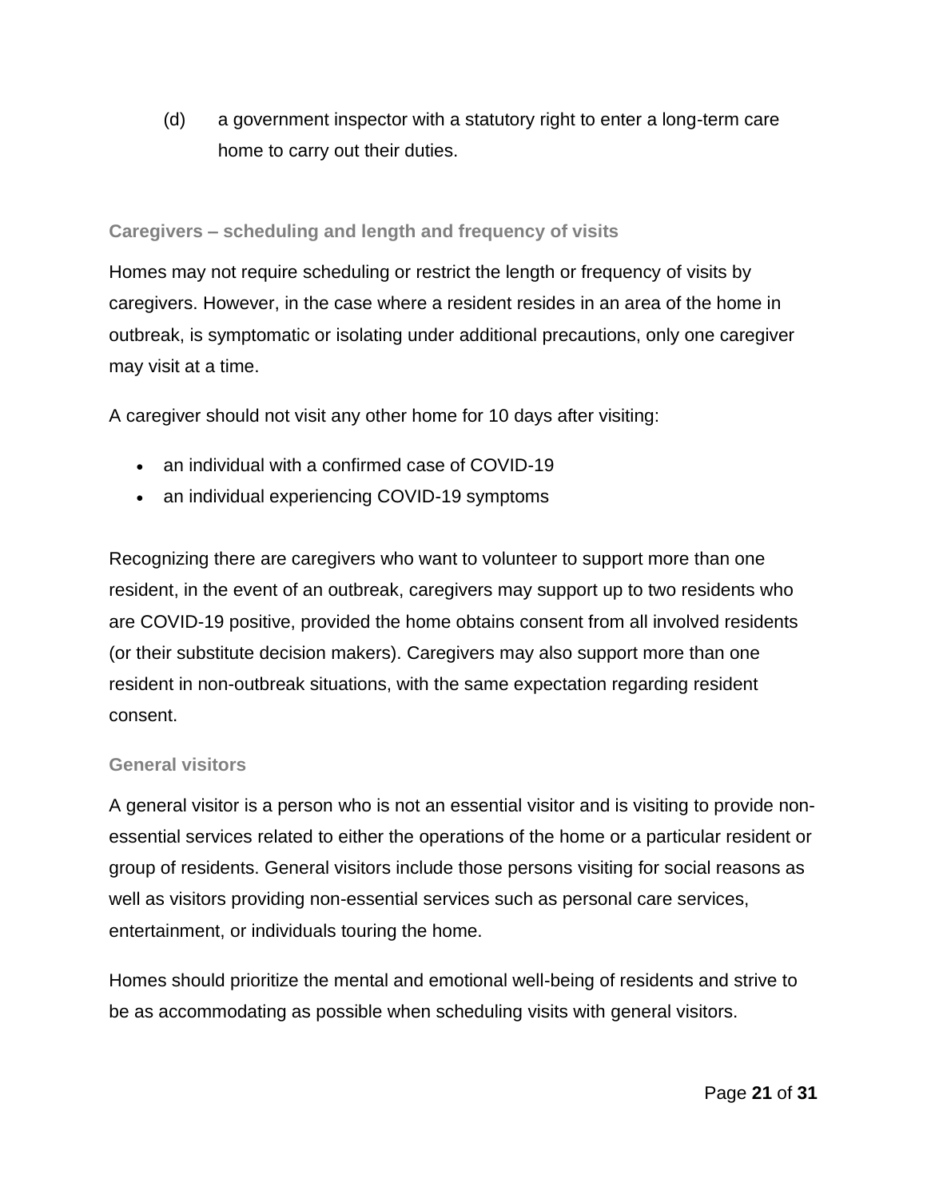(d) a government inspector with a statutory right to enter a long-term care home to carry out their duties.

### Caregivers – scheduling and length and frequency of visits

Homes may not require scheduling or restrict the length or frequency of visits by caregivers. However, in the case where a resident resides in an area of the home in outbreak, is symptomatic or isolating under additional precautions, only one caregiver may visit at a time.

A caregiver should not visit any other home for 10 days after visiting:

- an individual with a confirmed case of COVID-19
- an individual experiencing COVID-19 symptoms

Recognizing there are caregivers who want to volunteer to support more than one resident, in the event of an outbreak, caregivers may support up to two residents who are COVID-19 positive, provided the home obtains consent from all involved residents (or their substitute decision makers). Caregivers may also support more than one resident in non-outbreak situations, with the same expectation regarding resident consent.

### General visitors

A general visitor is a person who is not an essential visitor and is visiting to provide non-essential services related to either the operations of the home or a particular resident or group of residents. General visitors include those persons visiting for social reasons as well as visitors providing non-essential services such as personal care services, entertainment, or individuals touring the home.

Homes should prioritize the mental and emotional well-being of residents and strive to be as accommodating as possible when scheduling visits with general visitors.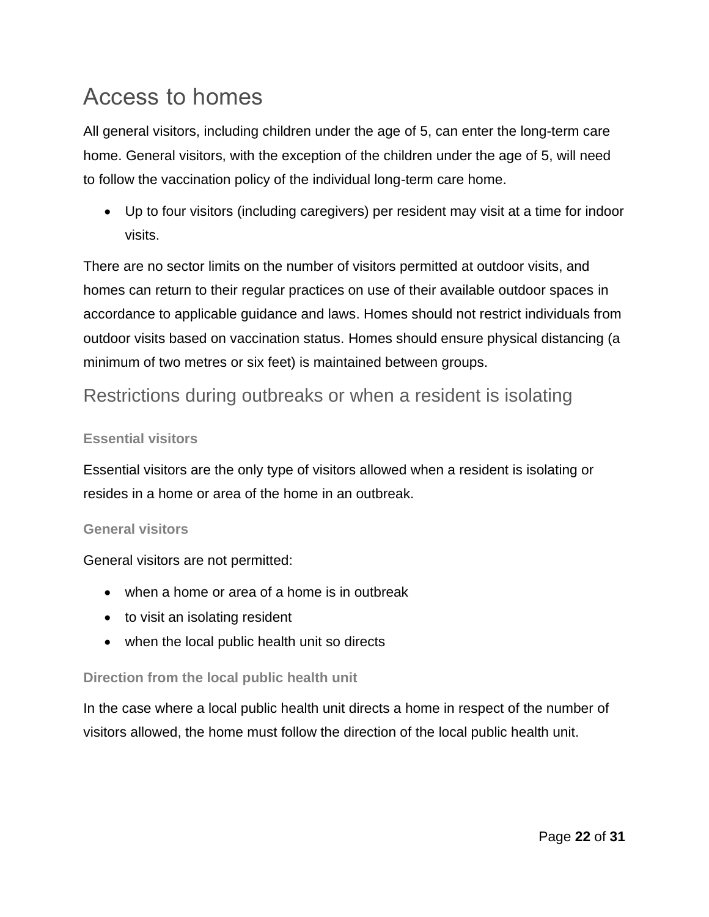# Access to homes

All general visitors, including children under the age of 5, can enter the long-term care home. General visitors, with the exception of the children under the age of 5, will need to follow the vaccination policy of the individual long-term care home.

- Up to four visitors (including caregivers) per resident may visit at a time for indoor visits.

There are no sector limits on the number of visitors permitted at outdoor visits, and homes can return to their regular practices on use of their available outdoor spaces in accordance to applicable guidance and laws. Homes should not restrict individuals from outdoor visits based on vaccination status. Homes should ensure physical distancing (a minimum of two metres or six feet) is maintained between groups.

## Restrictions during outbreaks or when a resident is isolating

### Essential visitors

Essential visitors are the only type of visitors allowed when a resident is isolating or resides in a home or area of the home in an outbreak.

### General visitors

General visitors are not permitted:

- when a home or area of a home is in outbreak
- to visit an isolating resident
- when the local public health unit so directs

### Direction from the local public health unit

In the case where a local public health unit directs a home in respect of the number of visitors allowed, the home must follow the direction of the local public health unit.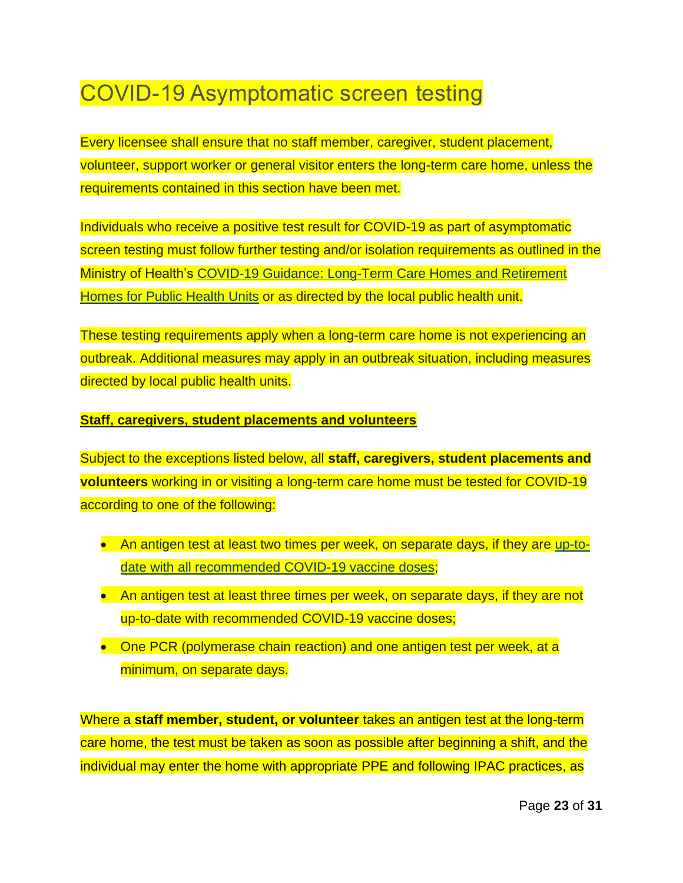# COVID-19 Asymptomatic screen testing

Every licensee shall ensure that no staff member, caregiver, student placement, volunteer, support worker or general visitor enters the long-term care home, unless the requirements contained in this section have been met.

Individuals who receive a positive test result for COVID-19 as part of asymptomatic screen testing must follow further testing and/or isolation requirements as outlined in the Ministry of Health's COVID-19 Guidance: Long-Term Care Homes and Retirement Homes for Public Health Units or as directed by the local public health unit.

These testing requirements apply when a long-term care home is not experiencing an outbreak. Additional measures may apply in an outbreak situation, including measures directed by local public health units.

**Staff, caregivers, student placements and volunteers**

Subject to the exceptions listed below, all **staff, caregivers, student placements and volunteers** working in or visiting a long-term care home must be tested for COVID-19 according to one of the following:

- An antigen test at least two times per week, on separate days, if they are up-to-date with all recommended COVID-19 vaccine doses;
- An antigen test at least three times per week, on separate days, if they are not up-to-date with recommended COVID-19 vaccine doses;
- One PCR (polymerase chain reaction) and one antigen test per week, at a minimum, on separate days.

Where a **staff member, student, or volunteer** takes an antigen test at the long-term care home, the test must be taken as soon as possible after beginning a shift, and the individual may enter the home with appropriate PPE and following IPAC practices, as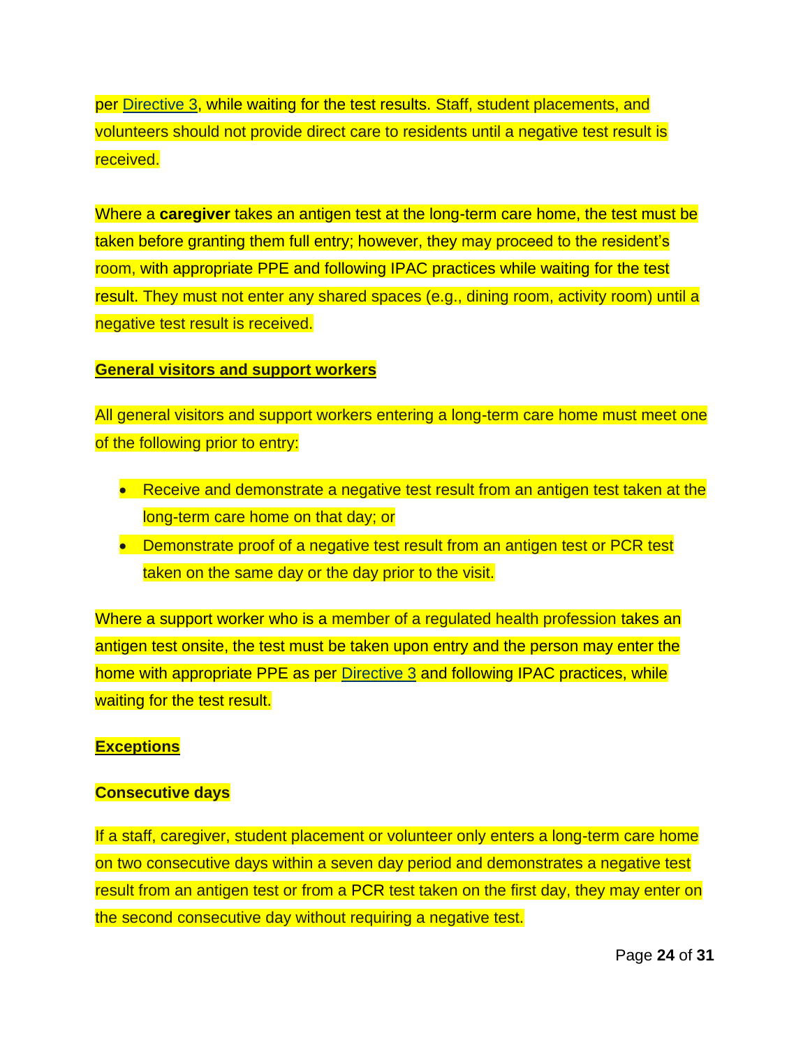per Directive 3, while waiting for the test results. Staff, student placements, and volunteers should not provide direct care to residents until a negative test result is received.

Where a **caregiver** takes an antigen test at the long-term care home, the test must be taken before granting them full entry; however, they may proceed to the resident's room, with appropriate PPE and following IPAC practices while waiting for the test result. They must not enter any shared spaces (e.g., dining room, activity room) until a negative test result is received.

**General visitors and support workers**

All general visitors and support workers entering a long-term care home must meet one of the following prior to entry:

- Receive and demonstrate a negative test result from an antigen test taken at the long-term care home on that day; or
- Demonstrate proof of a negative test result from an antigen test or PCR test taken on the same day or the day prior to the visit.

Where a support worker who is a member of a regulated health profession takes an antigen test onsite, the test must be taken upon entry and the person may enter the home with appropriate PPE as per Directive 3 and following IPAC practices, while waiting for the test result.

**Exceptions**

**Consecutive days**

If a staff, caregiver, student placement or volunteer only enters a long-term care home on two consecutive days within a seven day period and demonstrates a negative test result from an antigen test or from a PCR test taken on the first day, they may enter on the second consecutive day without requiring a negative test.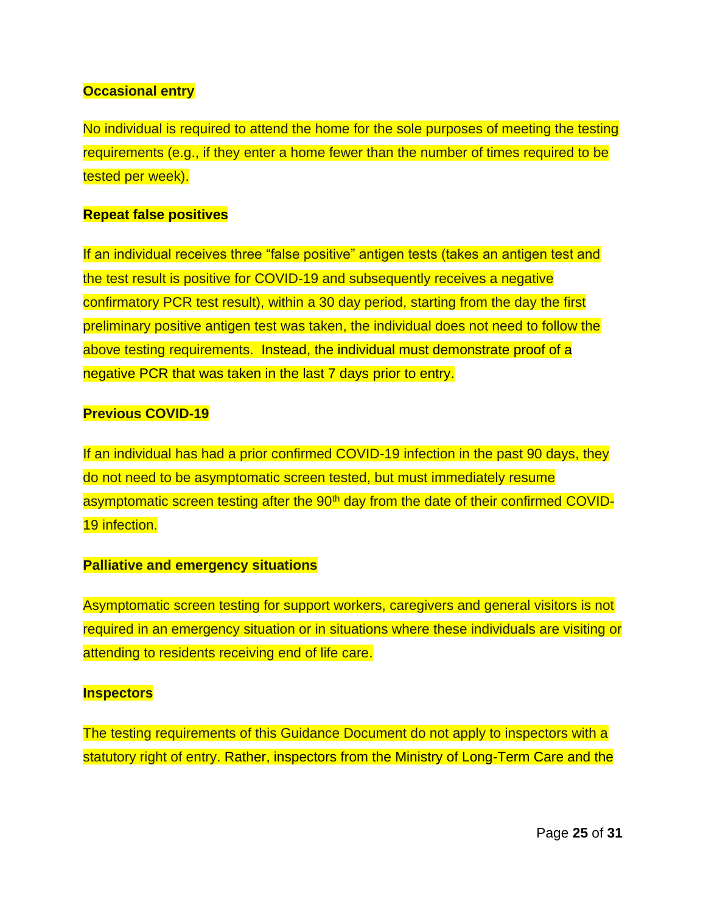**Occasional entry**

No individual is required to attend the home for the sole purposes of meeting the testing requirements (e.g., if they enter a home fewer than the number of times required to be tested per week).

**Repeat false positives**

If an individual receives three "false positive" antigen tests (takes an antigen test and the test result is positive for COVID-19 and subsequently receives a negative confirmatory PCR test result), within a 30 day period, starting from the day the first preliminary positive antigen test was taken, the individual does not need to follow the above testing requirements. Instead, the individual must demonstrate proof of a negative PCR that was taken in the last 7 days prior to entry.

**Previous COVID-19**

If an individual has had a prior confirmed COVID-19 infection in the past 90 days, they do not need to be asymptomatic screen tested, but must immediately resume asymptomatic screen testing after the 90th day from the date of their confirmed COVID-19 infection.

**Palliative and emergency situations**

Asymptomatic screen testing for support workers, caregivers and general visitors is not required in an emergency situation or in situations where these individuals are visiting or attending to residents receiving end of life care.

**Inspectors**

The testing requirements of this Guidance Document do not apply to inspectors with a statutory right of entry. Rather, inspectors from the Ministry of Long-Term Care and the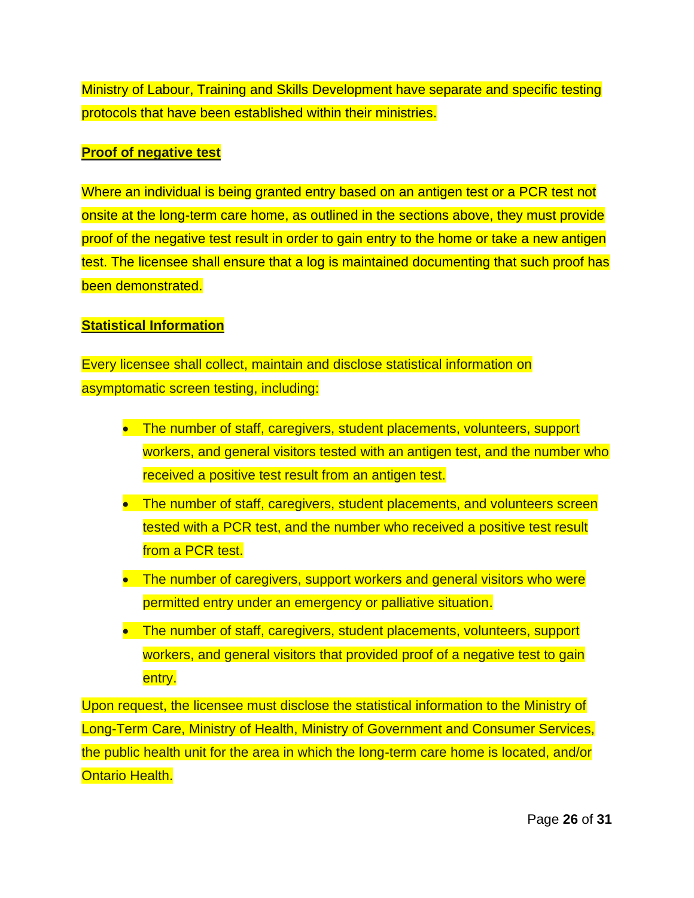Ministry of Labour, Training and Skills Development have separate and specific testing protocols that have been established within their ministries.

**Proof of negative test**

Where an individual is being granted entry based on an antigen test or a PCR test not onsite at the long-term care home, as outlined in the sections above, they must provide proof of the negative test result in order to gain entry to the home or take a new antigen test. The licensee shall ensure that a log is maintained documenting that such proof has been demonstrated.

**Statistical Information**

Every licensee shall collect, maintain and disclose statistical information on asymptomatic screen testing, including:

- The number of staff, caregivers, student placements, volunteers, support workers, and general visitors tested with an antigen test, and the number who received a positive test result from an antigen test.
- The number of staff, caregivers, student placements, and volunteers screen tested with a PCR test, and the number who received a positive test result from a PCR test.
- The number of caregivers, support workers and general visitors who were permitted entry under an emergency or palliative situation.
- The number of staff, caregivers, student placements, volunteers, support workers, and general visitors that provided proof of a negative test to gain entry.

Upon request, the licensee must disclose the statistical information to the Ministry of Long-Term Care, Ministry of Health, Ministry of Government and Consumer Services, the public health unit for the area in which the long-term care home is located, and/or Ontario Health.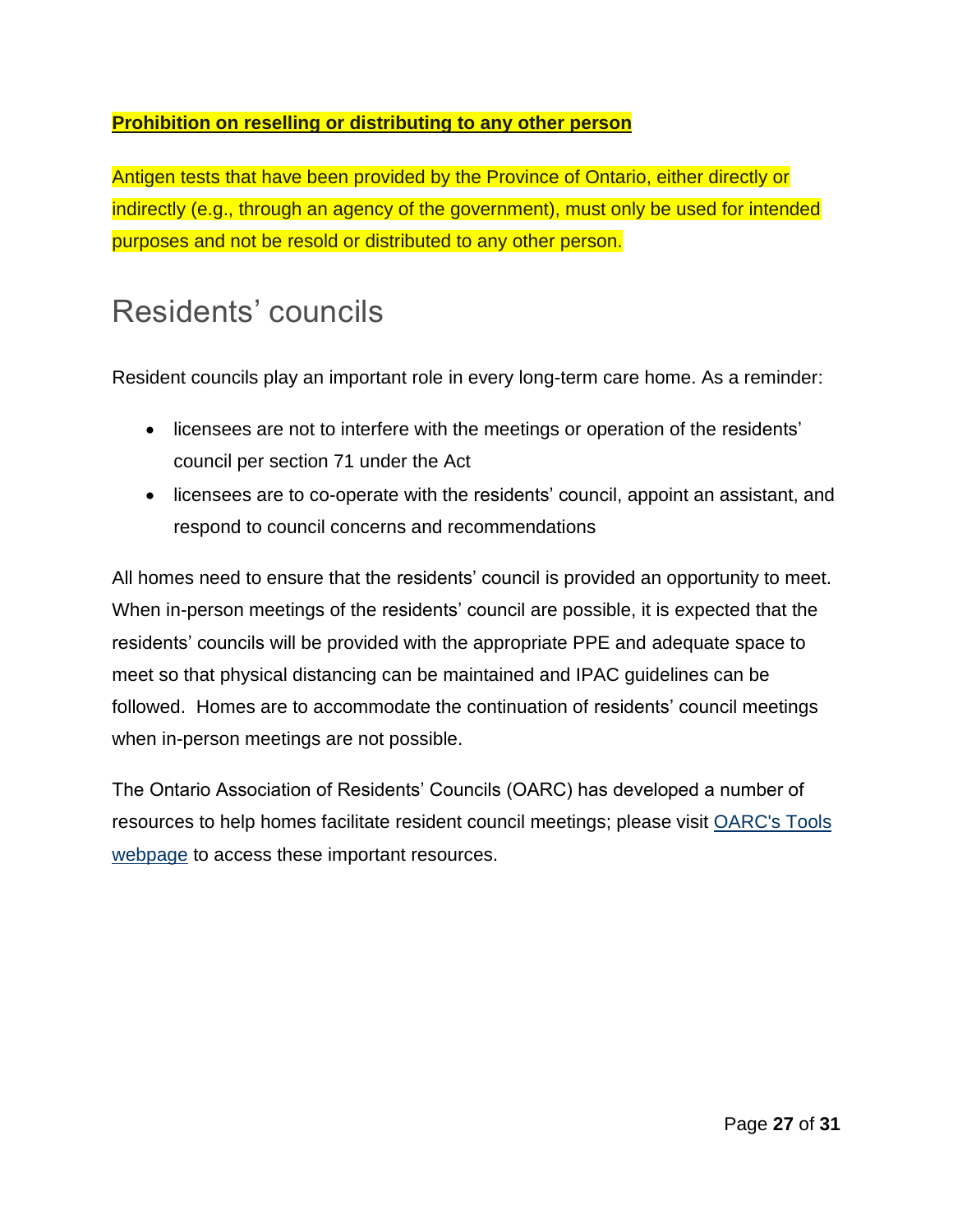**Prohibition on reselling or distributing to any other person**

Antigen tests that have been provided by the Province of Ontario, either directly or indirectly (e.g., through an agency of the government), must only be used for intended purposes and not be resold or distributed to any other person.

## Residents' councils

Resident councils play an important role in every long-term care home. As a reminder:

- licensees are not to interfere with the meetings or operation of the residents' council per section 71 under the Act
- licensees are to co-operate with the residents' council, appoint an assistant, and respond to council concerns and recommendations

All homes need to ensure that the residents' council is provided an opportunity to meet. When in-person meetings of the residents' council are possible, it is expected that the residents' councils will be provided with the appropriate PPE and adequate space to meet so that physical distancing can be maintained and IPAC guidelines can be followed. Homes are to accommodate the continuation of residents' council meetings when in-person meetings are not possible.

The Ontario Association of Residents' Councils (OARC) has developed a number of resources to help homes facilitate resident council meetings; please visit OARC's Tools webpage to access these important resources.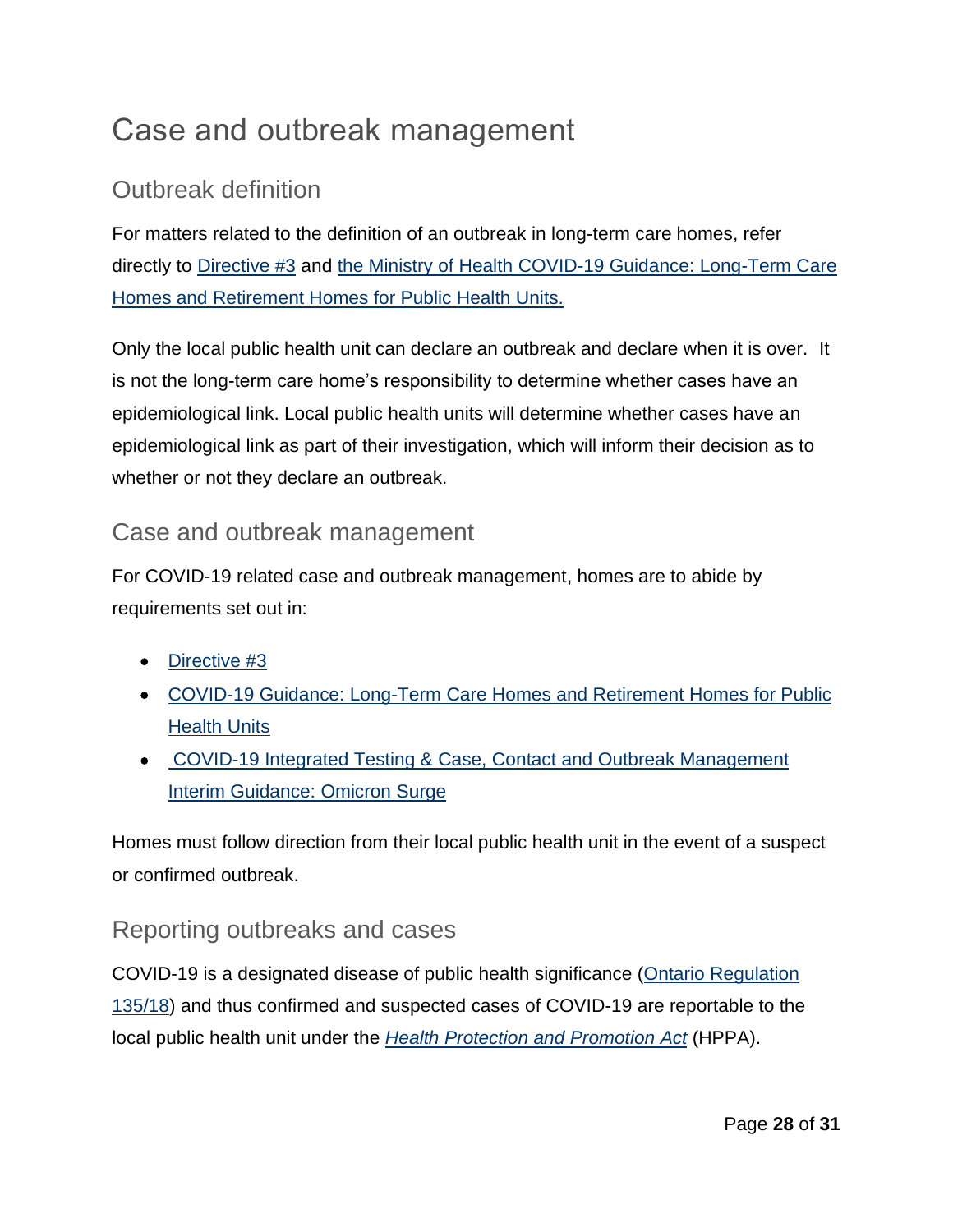# Case and outbreak management

## Outbreak definition

For matters related to the definition of an outbreak in long-term care homes, refer directly to Directive #3 and the Ministry of Health COVID-19 Guidance: Long-Term Care Homes and Retirement Homes for Public Health Units.

Only the local public health unit can declare an outbreak and declare when it is over. It is not the long-term care home's responsibility to determine whether cases have an epidemiological link. Local public health units will determine whether cases have an epidemiological link as part of their investigation, which will inform their decision as to whether or not they declare an outbreak.

## Case and outbreak management

For COVID-19 related case and outbreak management, homes are to abide by requirements set out in:

- Directive #3
- COVID-19 Guidance: Long-Term Care Homes and Retirement Homes for Public Health Units
- COVID-19 Integrated Testing & Case, Contact and Outbreak Management Interim Guidance: Omicron Surge

Homes must follow direction from their local public health unit in the event of a suspect or confirmed outbreak.

## Reporting outbreaks and cases

COVID-19 is a designated disease of public health significance (Ontario Regulation 135/18) and thus confirmed and suspected cases of COVID-19 are reportable to the local public health unit under the *Health Protection and Promotion Act* (HPPA).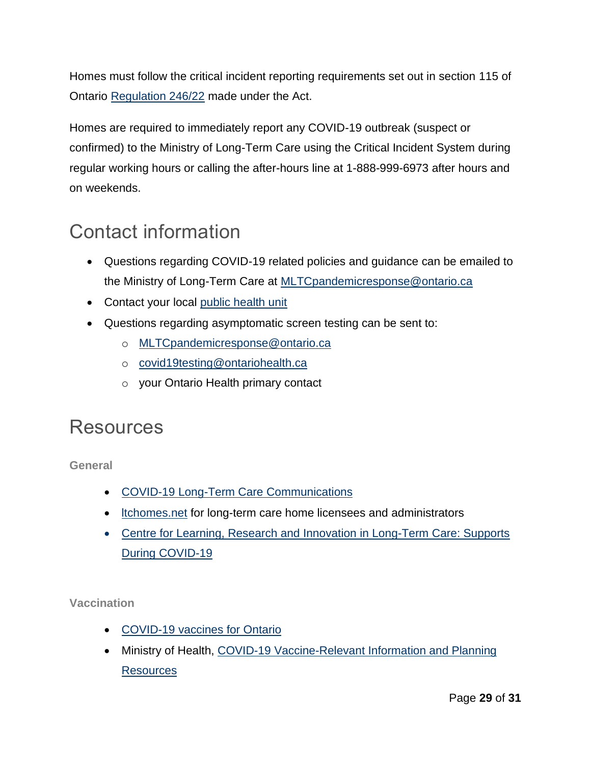Homes must follow the critical incident reporting requirements set out in section 115 of Ontario Regulation 246/22 made under the Act.

Homes are required to immediately report any COVID-19 outbreak (suspect or confirmed) to the Ministry of Long-Term Care using the Critical Incident System during regular working hours or calling the after-hours line at 1-888-999-6973 after hours and on weekends.

## Contact information

- Questions regarding COVID-19 related policies and guidance can be emailed to the Ministry of Long-Term Care at MLTCpandemicresponse@ontario.ca
- Contact your local public health unit
- Questions regarding asymptomatic screen testing can be sent to:
  - MLTCpandemicresponse@ontario.ca
  - covid19testing@ontariohealth.ca
  - your Ontario Health primary contact

## Resources

### General

- COVID-19 Long-Term Care Communications
- ltchomes.net for long-term care home licensees and administrators
- Centre for Learning, Research and Innovation in Long-Term Care: Supports During COVID-19

### Vaccination

- COVID-19 vaccines for Ontario
- Ministry of Health, COVID-19 Vaccine-Relevant Information and Planning Resources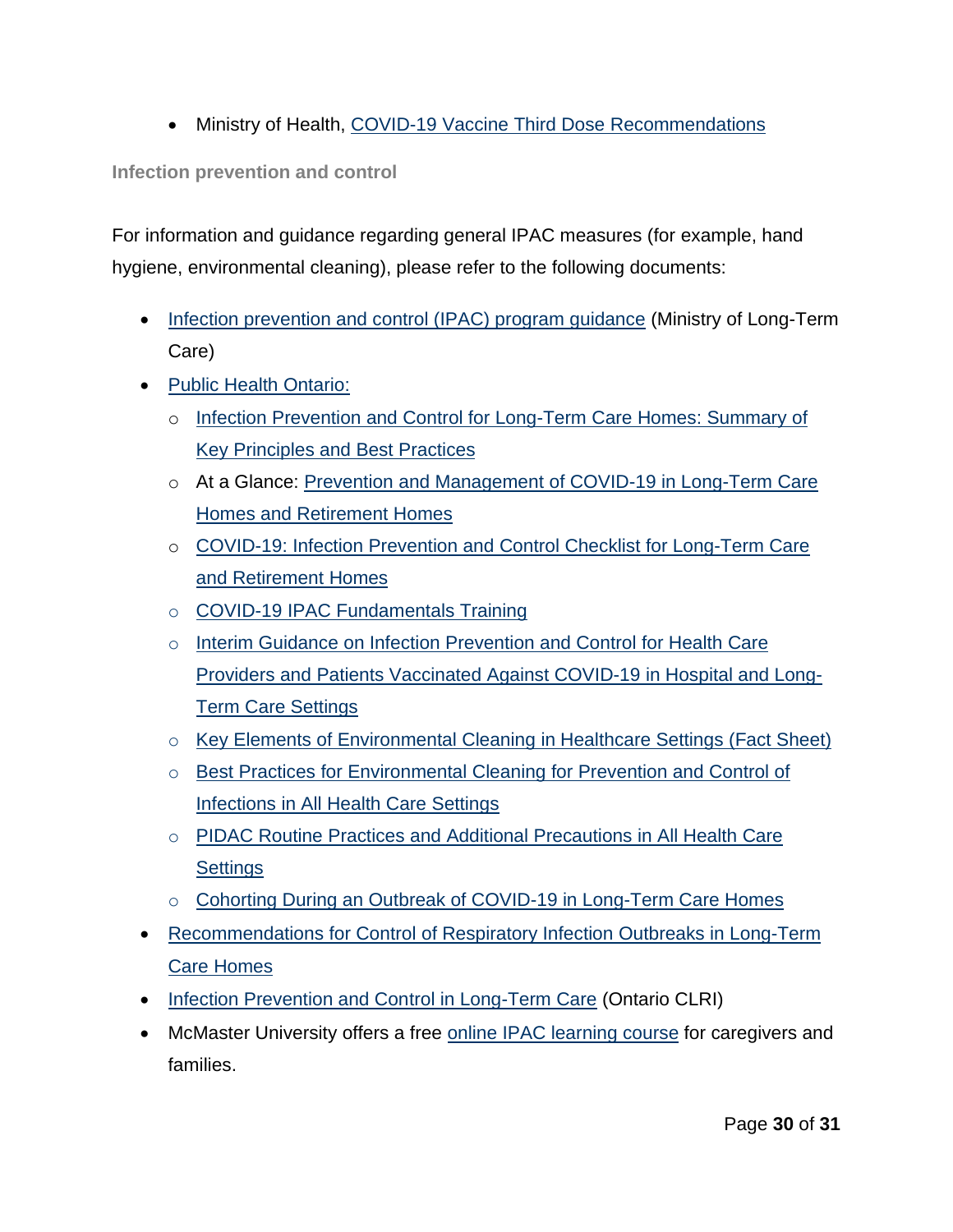- Ministry of Health, COVID-19 Vaccine Third Dose Recommendations

**Infection prevention and control**

For information and guidance regarding general IPAC measures (for example, hand hygiene, environmental cleaning), please refer to the following documents:

- Infection prevention and control (IPAC) program guidance (Ministry of Long-Term Care)
- Public Health Ontario:
  - Infection Prevention and Control for Long-Term Care Homes: Summary of Key Principles and Best Practices
  - At a Glance: Prevention and Management of COVID-19 in Long-Term Care Homes and Retirement Homes
  - COVID-19: Infection Prevention and Control Checklist for Long-Term Care and Retirement Homes
  - COVID-19 IPAC Fundamentals Training
  - Interim Guidance on Infection Prevention and Control for Health Care Providers and Patients Vaccinated Against COVID-19 in Hospital and Long-Term Care Settings
  - Key Elements of Environmental Cleaning in Healthcare Settings (Fact Sheet)
  - Best Practices for Environmental Cleaning for Prevention and Control of Infections in All Health Care Settings
  - PIDAC Routine Practices and Additional Precautions in All Health Care Settings
  - Cohorting During an Outbreak of COVID-19 in Long-Term Care Homes
- Recommendations for Control of Respiratory Infection Outbreaks in Long-Term Care Homes
- Infection Prevention and Control in Long-Term Care (Ontario CLRI)
- McMaster University offers a free online IPAC learning course for caregivers and families.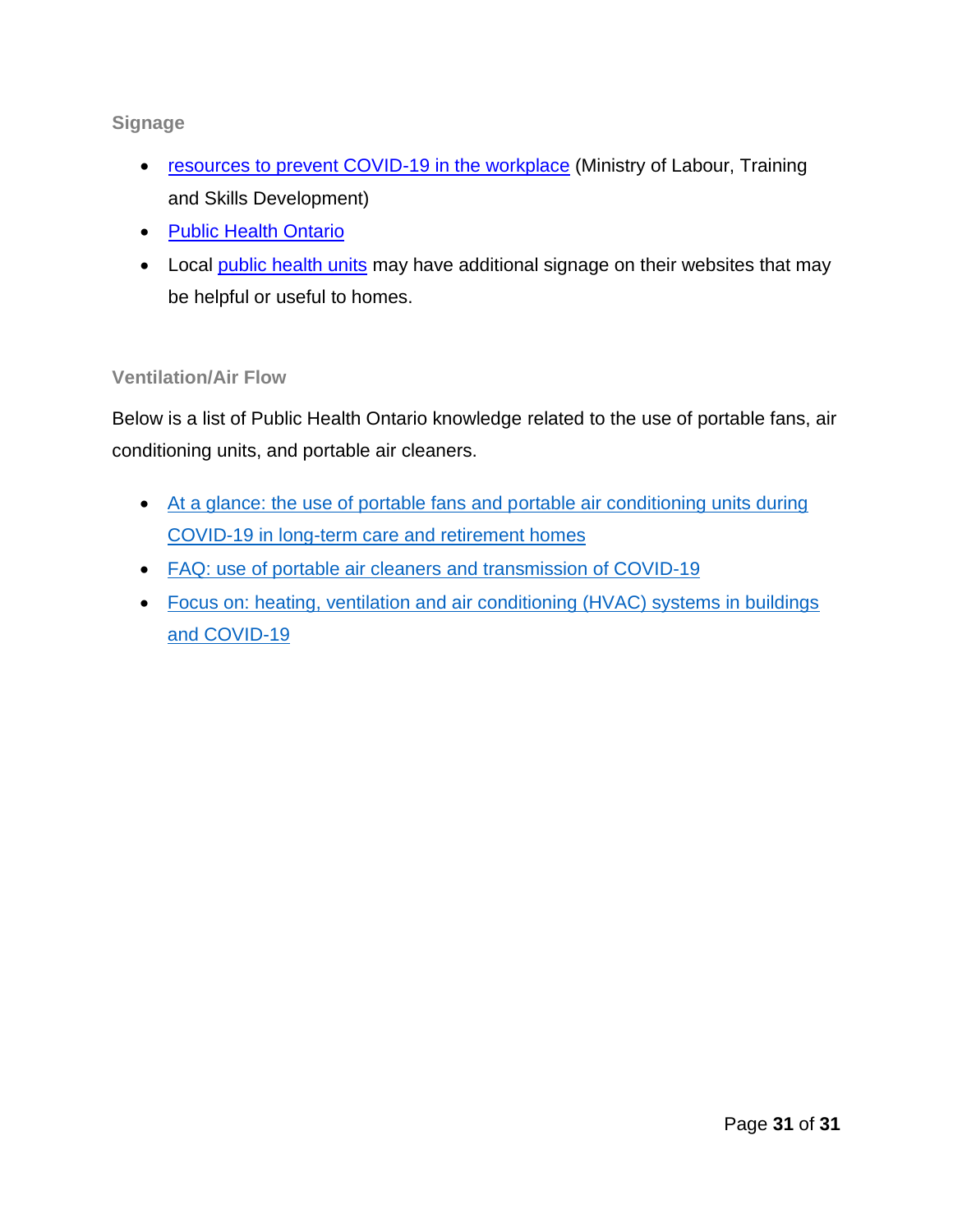### Signage

- resources to prevent COVID-19 in the workplace (Ministry of Labour, Training and Skills Development)
- Public Health Ontario
- Local public health units may have additional signage on their websites that may be helpful or useful to homes.

### Ventilation/Air Flow

Below is a list of Public Health Ontario knowledge related to the use of portable fans, air conditioning units, and portable air cleaners.

- At a glance: the use of portable fans and portable air conditioning units during COVID-19 in long-term care and retirement homes
- FAQ: use of portable air cleaners and transmission of COVID-19
- Focus on: heating, ventilation and air conditioning (HVAC) systems in buildings and COVID-19